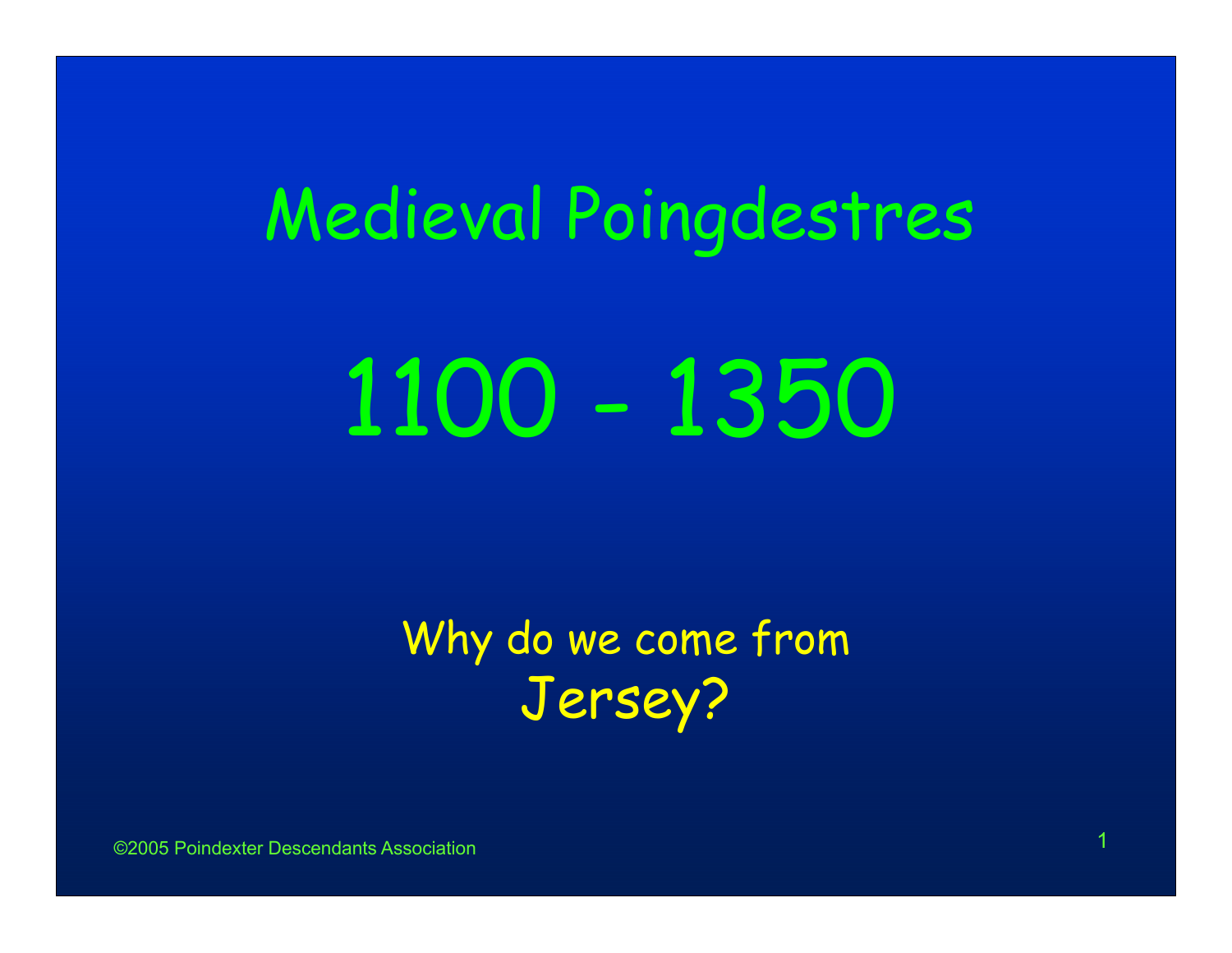# Medieval Poingdestres

# 1100 - 1350

Why do we come from
Jersey?

©2005 Poindexter Descendants Association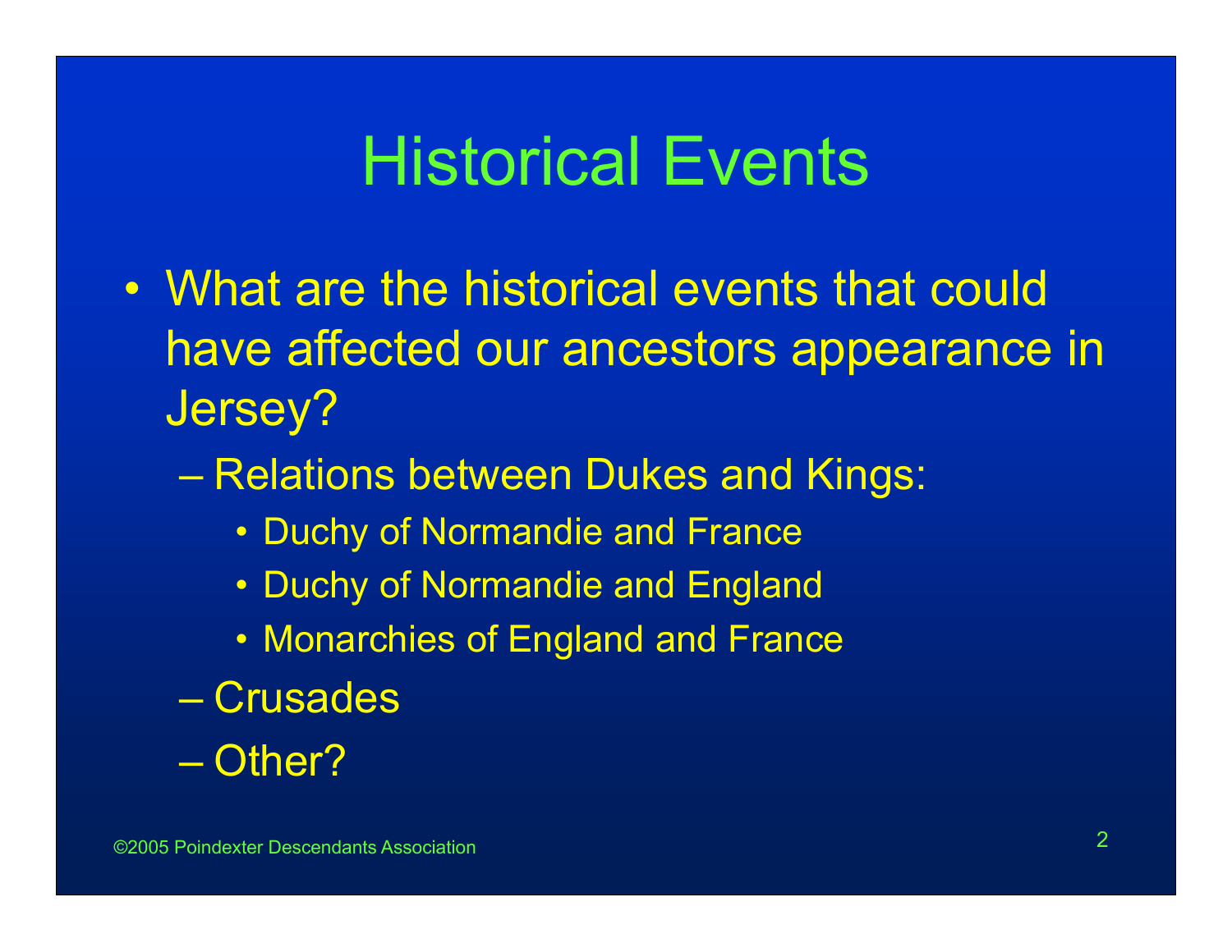# Historical Events

- What are the historical events that could have affected our ancestors appearance in Jersey?
  - Relations between Dukes and Kings:
    - Duchy of Normandie and France
    - Duchy of Normandie and England
    - Monarchies of England and France
  - Crusades
  - Other?

©2005 Poindexter Descendants Association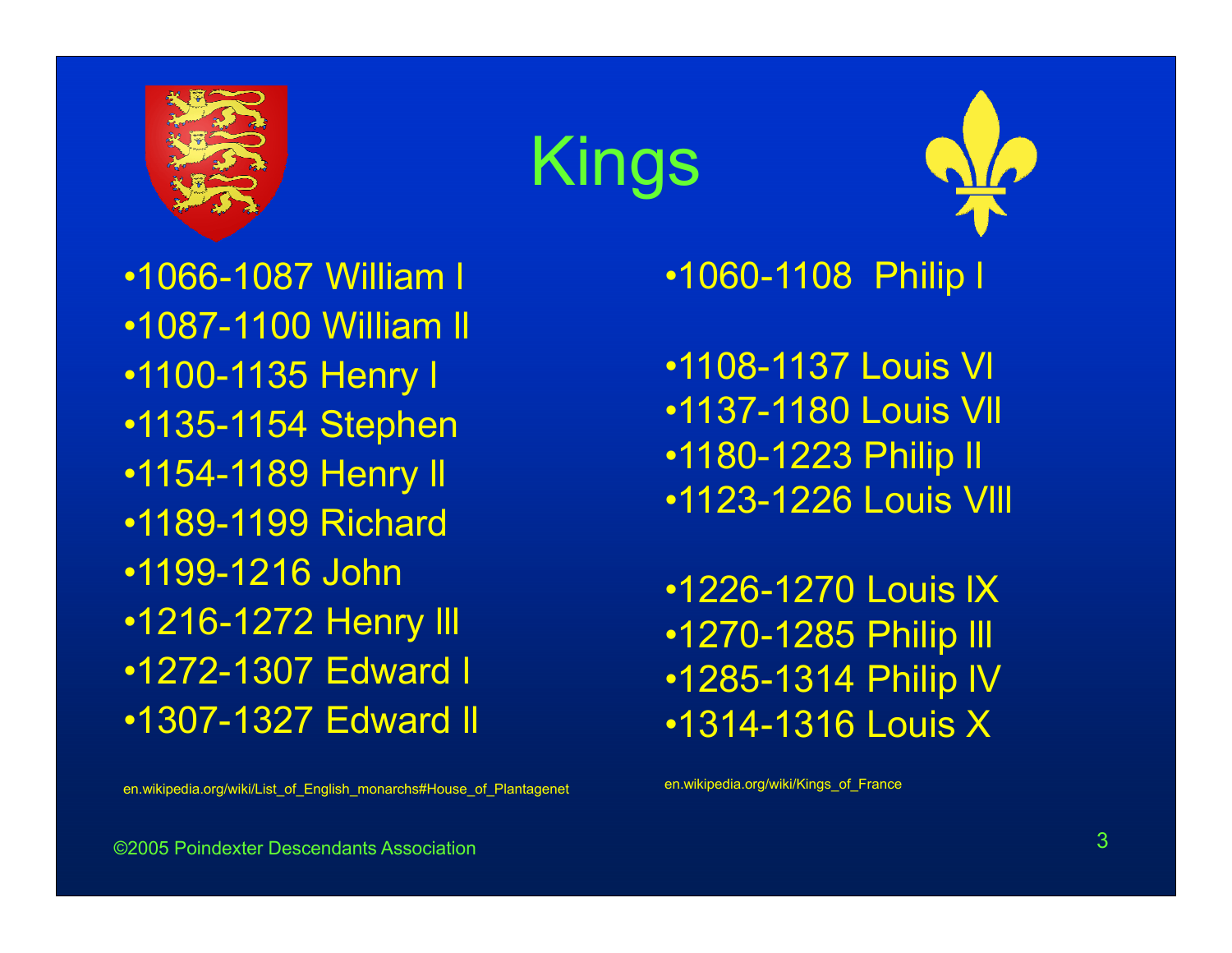# Kings

- 1066-1087 William I
- 1087-1100 William II
- 1100-1135 Henry I
- 1135-1154 Stephen
- 1154-1189 Henry II
- 1189-1199 Richard
- 1199-1216 John
- 1216-1272 Henry III
- 1272-1307 Edward I
- 1307-1327 Edward II

en.wikipedia.org/wiki/List_of_English_monarchs#House_of_Plantagenet

- 1060-1108 Philip I

- 1108-1137 Louis VI
- 1137-1180 Louis VII
- 1180-1223 Philip II
- 1123-1226 Louis VIII

- 1226-1270 Louis IX
- 1270-1285 Philip III
- 1285-1314 Philip IV
- 1314-1316 Louis X

en.wikipedia.org/wiki/Kings_of_France

©2005 Poindexter Descendants Association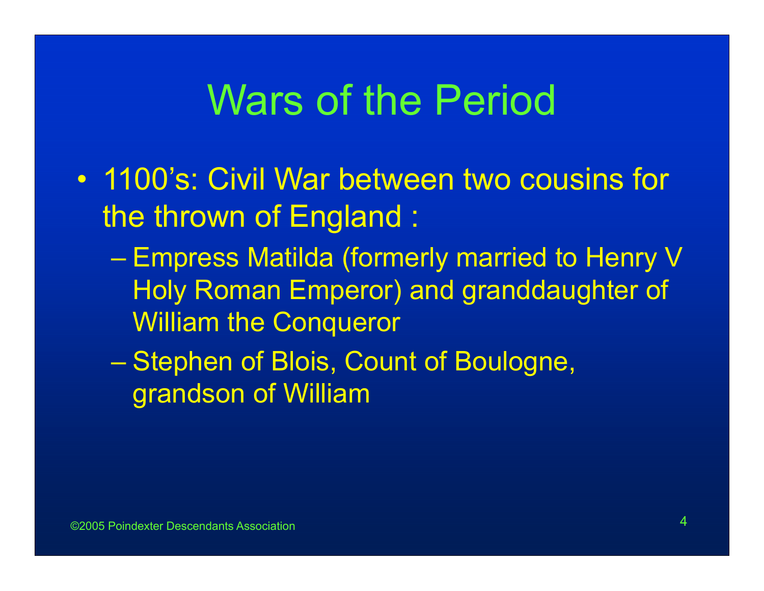# Wars of the Period

- 1100's: Civil War between two cousins for the thrown of England :
  - Empress Matilda (formerly married to Henry V Holy Roman Emperor) and granddaughter of William the Conqueror
  - Stephen of Blois, Count of Boulogne, grandson of William

©2005 Poindexter Descendants Association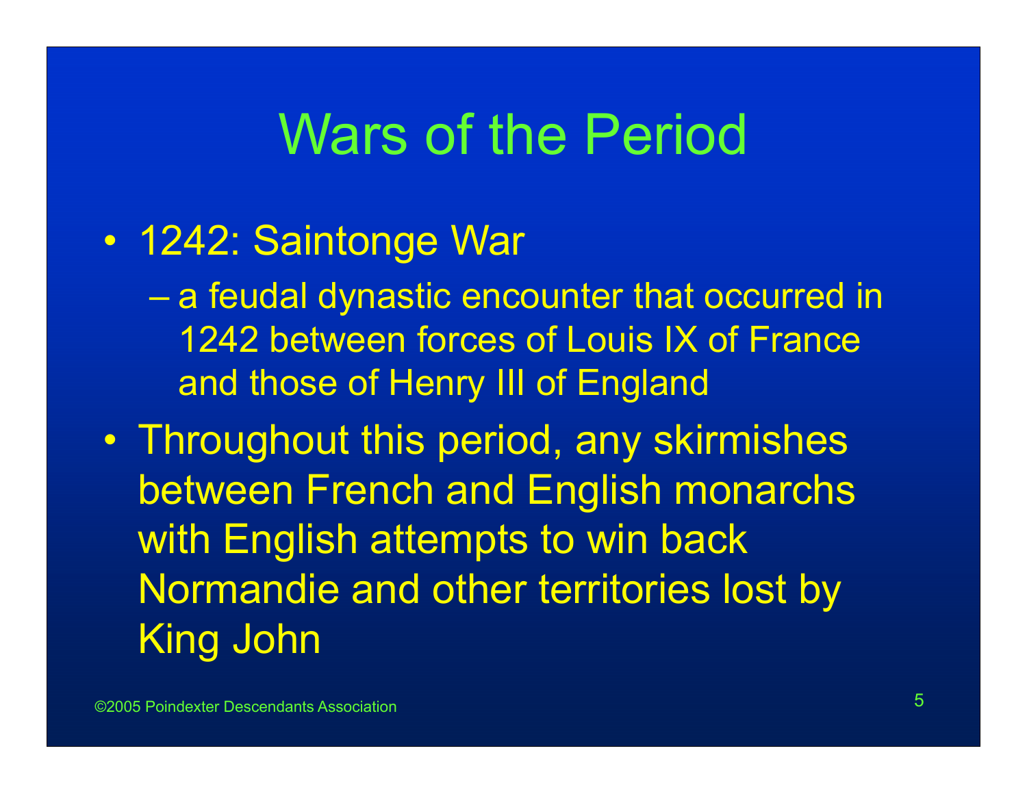# Wars of the Period

- 1242: Saintonge War
  - a feudal dynastic encounter that occurred in 1242 between forces of Louis IX of France and those of Henry III of England
- Throughout this period, any skirmishes between French and English monarchs with English attempts to win back Normandie and other territories lost by King John

©2005 Poindexter Descendants Association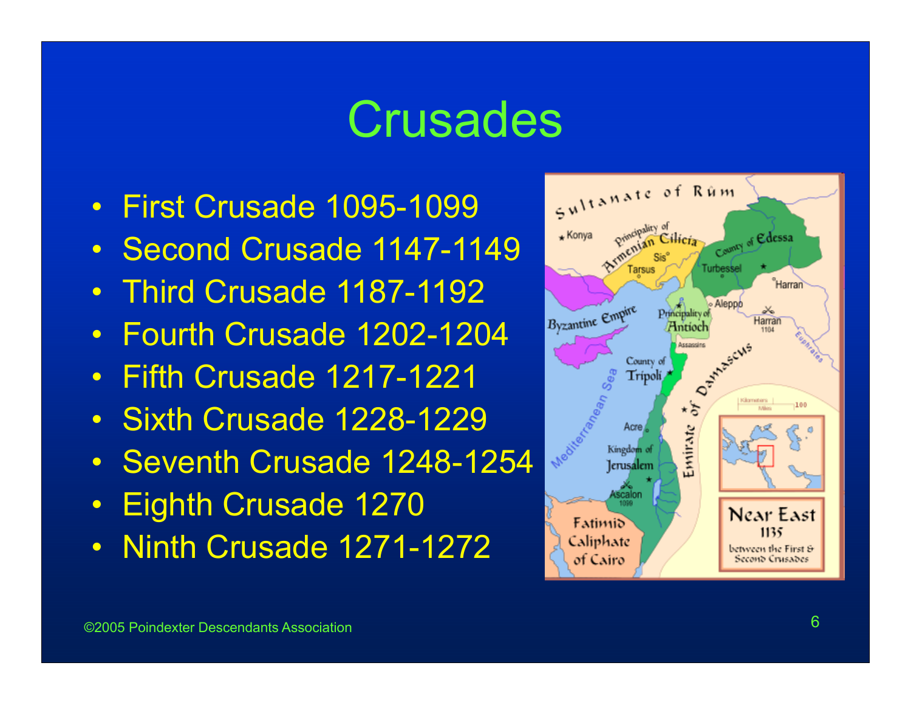# Crusades

- First Crusade 1095-1099
- Second Crusade 1147-1149
- Third Crusade 1187-1192
- Fourth Crusade 1202-1204
- Fifth Crusade 1217-1221
- Sixth Crusade 1228-1229
- Seventh Crusade 1248-1254
- Eighth Crusade 1270
- Ninth Crusade 1271-1272

©2005 Poindexter Descendants Association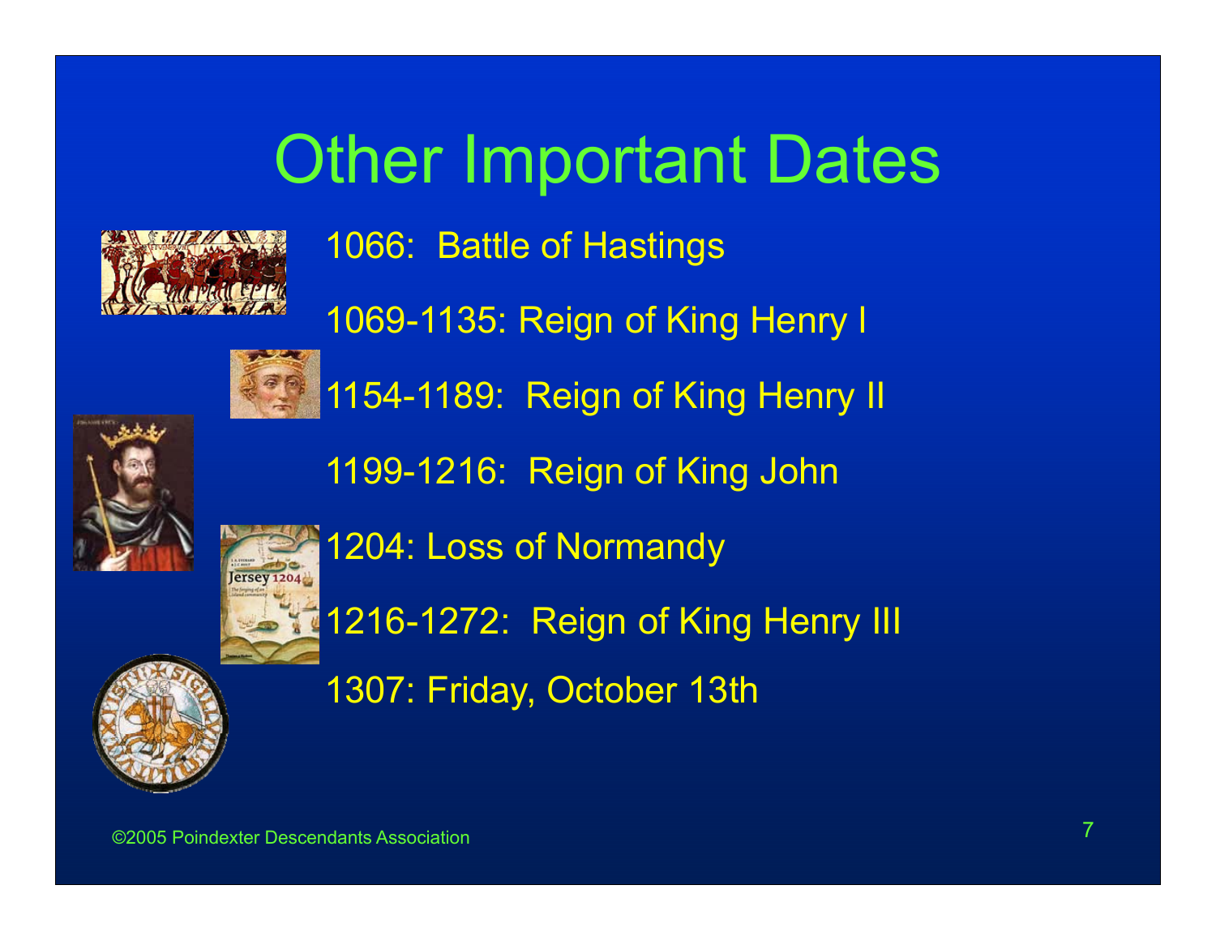# Other Important Dates

- 1066: Battle of Hastings
- 1069-1135: Reign of King Henry I
- 1154-1189: Reign of King Henry II
- 1199-1216: Reign of King John
- 1204: Loss of Normandy
- 1216-1272: Reign of King Henry III
- 1307: Friday, October 13th

©2005 Poindexter Descendants Association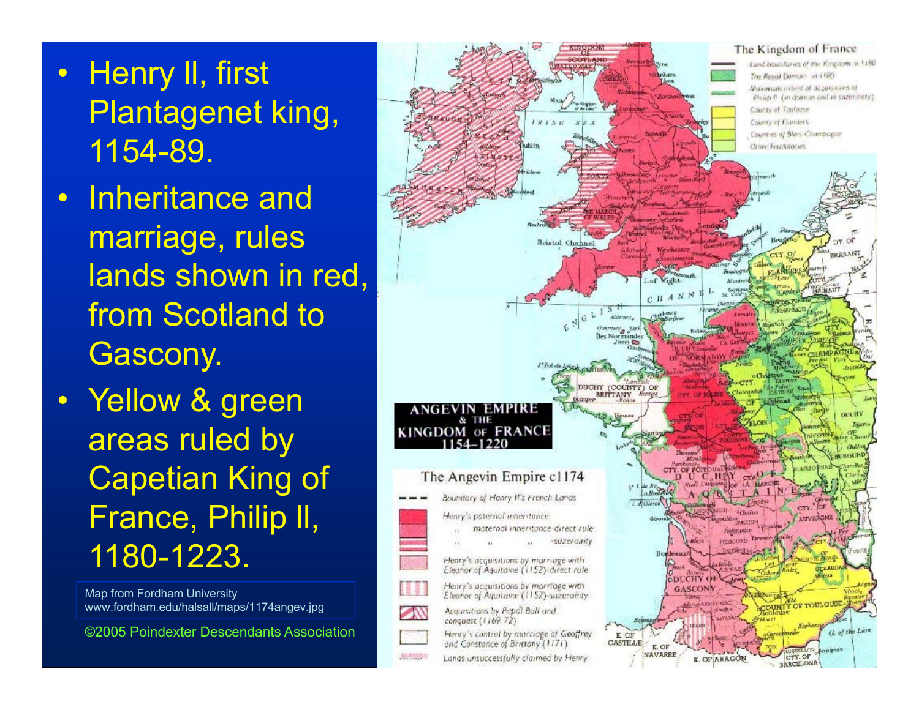- Henry II, first Plantagenet king, 1154-89.
- Inheritance and marriage, rules lands shown in red, from Scotland to Gascony.
- Yellow & green areas ruled by Capetian King of France, Philip II, 1180-1223.

Map from Fordham University
www.fordham.edu/halsall/maps/1174angev.jpg

©2005 Poindexter Descendants Association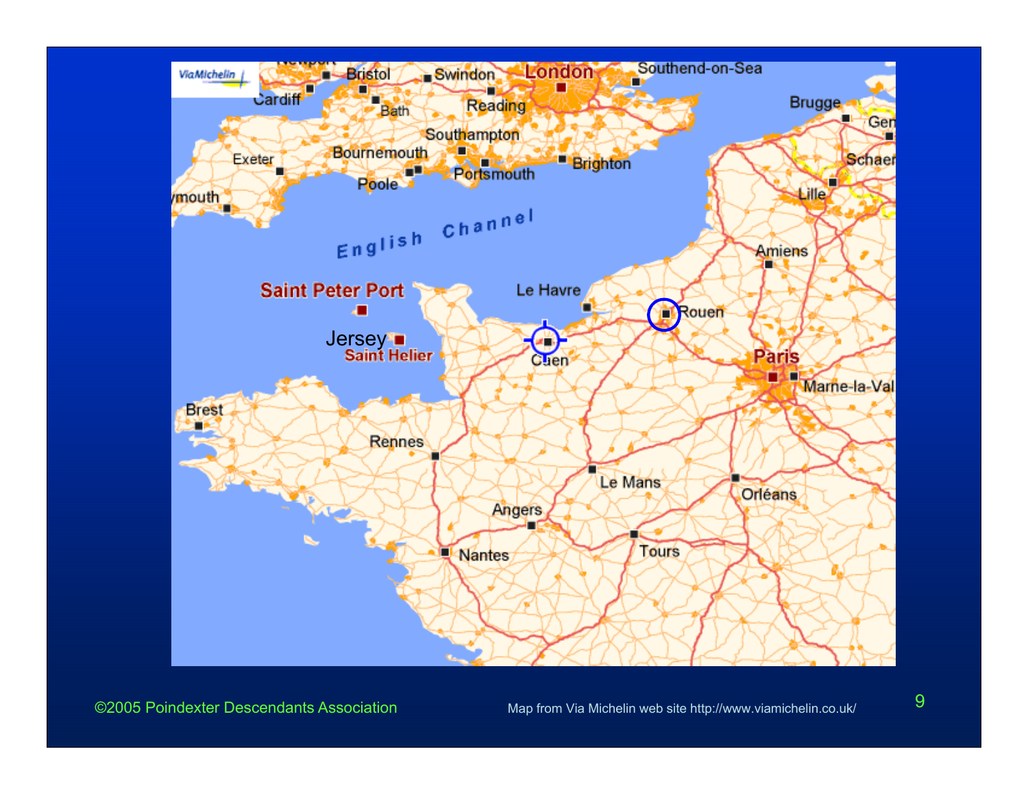©2005 Poindexter Descendants Association

Map from Via Michelin web site http://www.viamichelin.co.uk/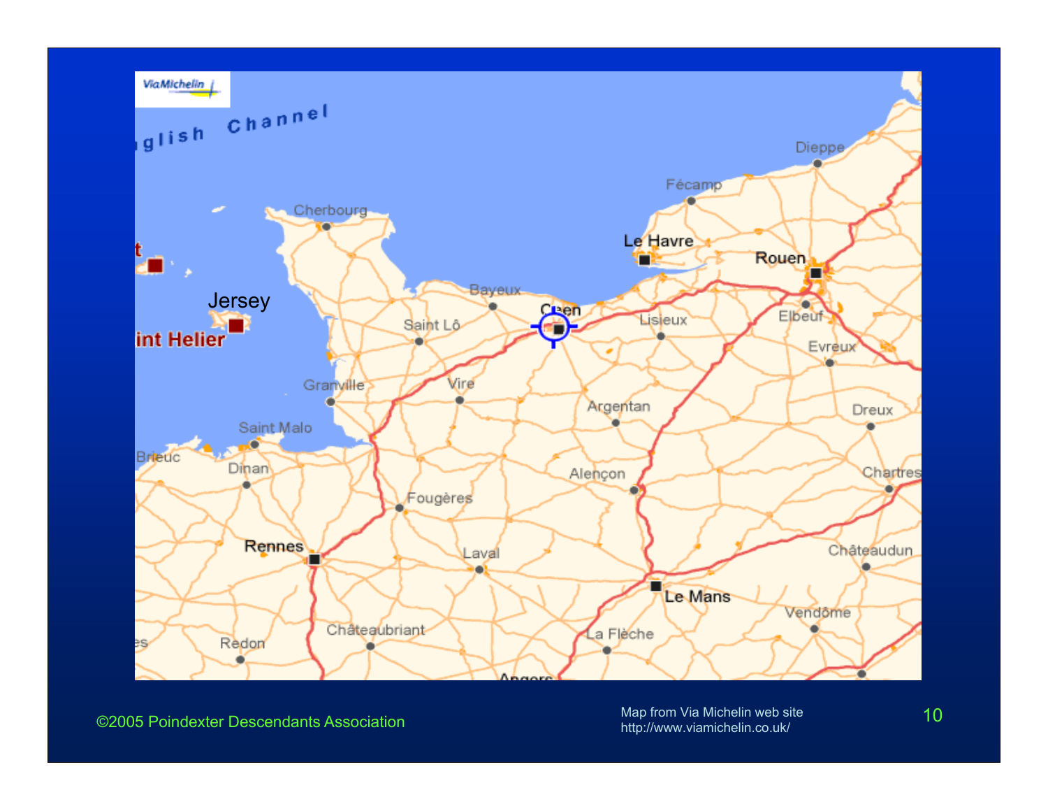Map from Via Michelin web site
http://www.viamichelin.co.uk/

©2005 Poindexter Descendants Association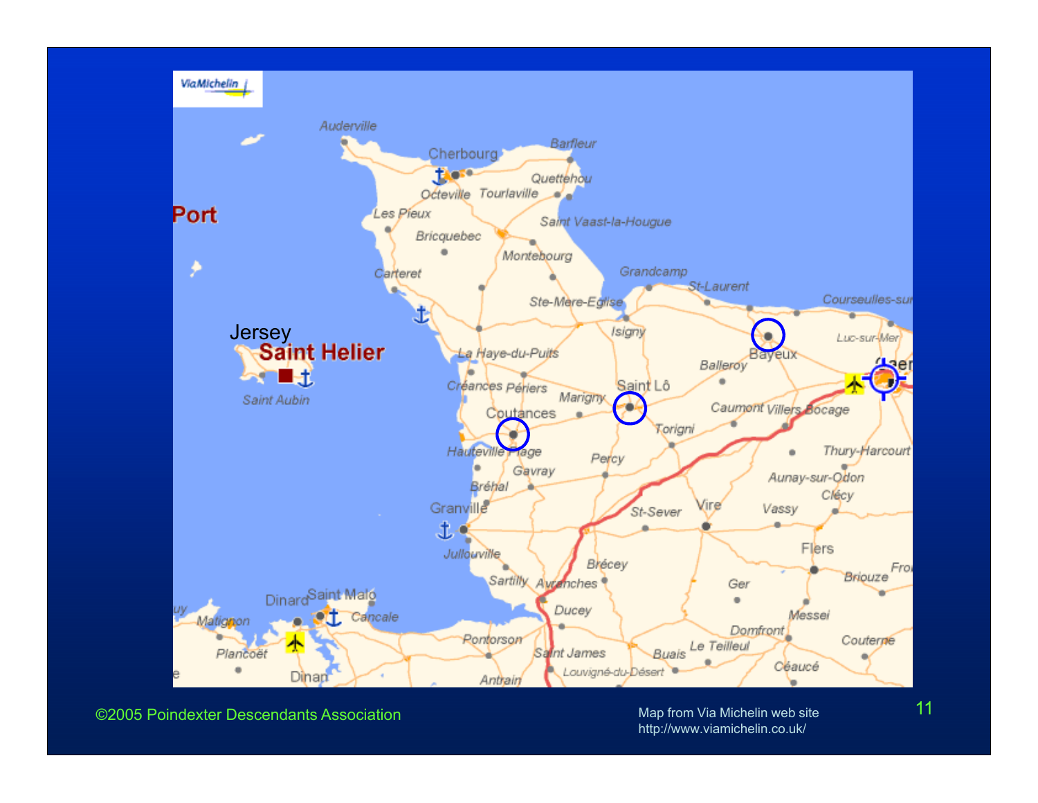Jersey

Saint Helier

Map from Via Michelin web site
http://www.viamichelin.co.uk/

©2005 Poindexter Descendants Association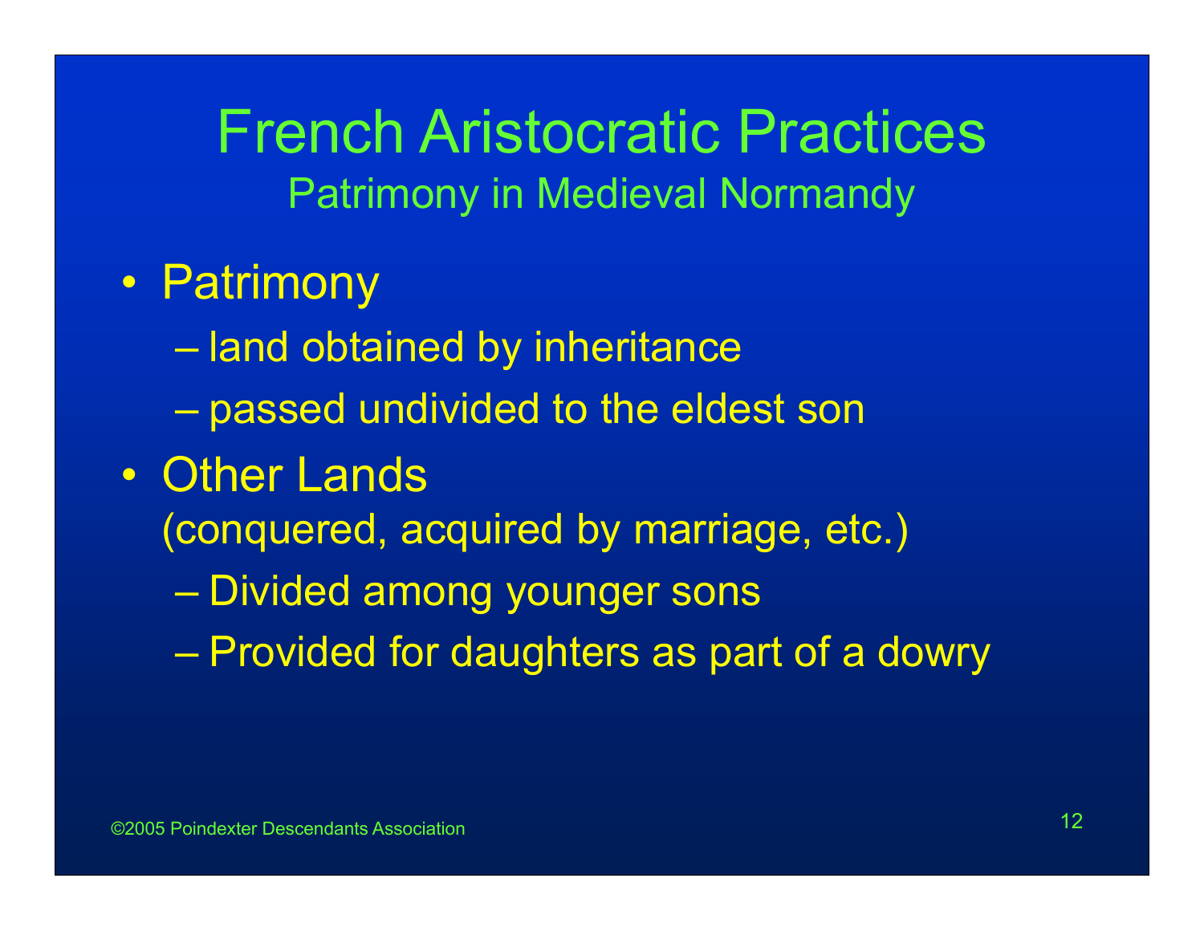# French Aristocratic Practices

## Patrimony in Medieval Normandy

- Patrimony
  - land obtained by inheritance
  - passed undivided to the eldest son
- Other Lands
  (conquered, acquired by marriage, etc.)
  - Divided among younger sons
  - Provided for daughters as part of a dowry

©2005 Poindexter Descendants Association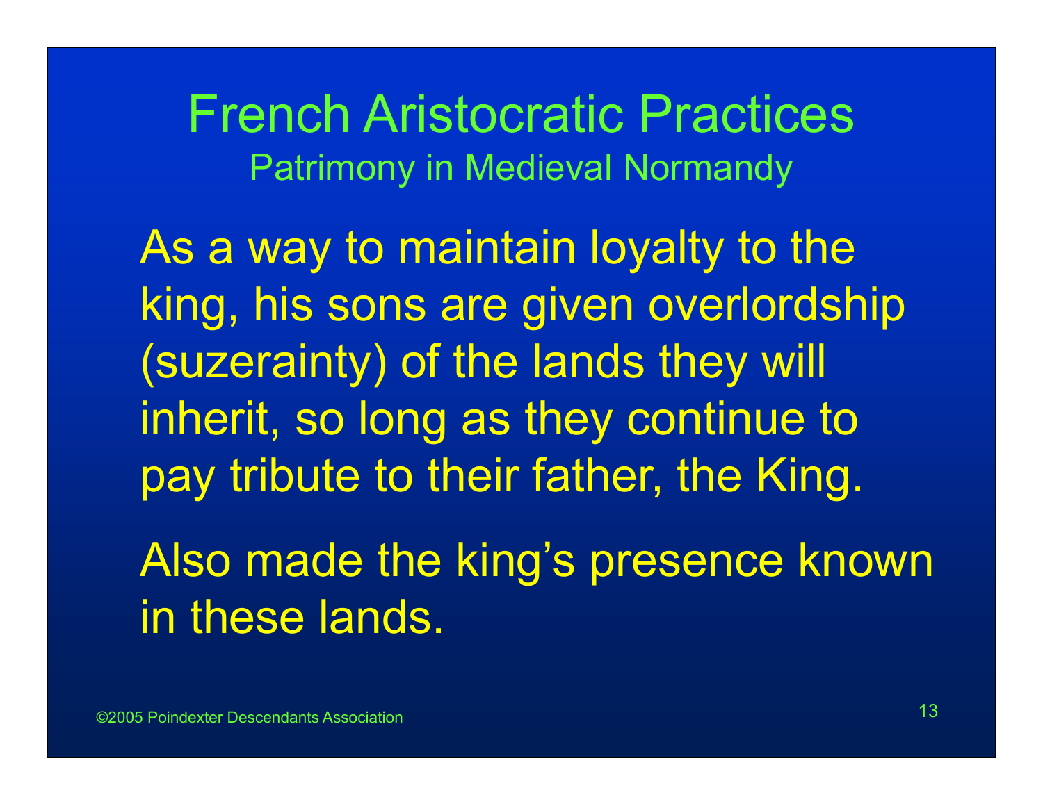# French Aristocratic Practices

## Patrimony in Medieval Normandy

As a way to maintain loyalty to the king, his sons are given overlordship (suzerainty) of the lands they will inherit, so long as they continue to pay tribute to their father, the King.

Also made the king's presence known in these lands.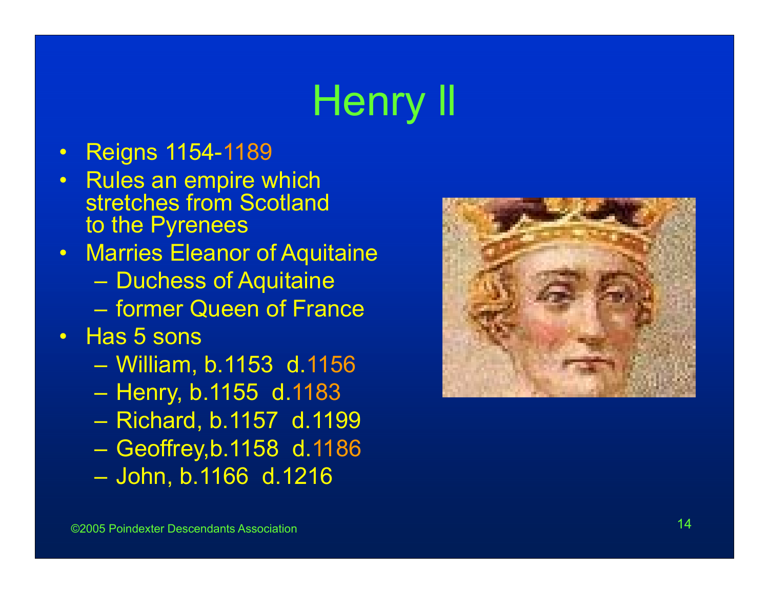# Henry II

- Reigns 1154-1189
- Rules an empire which stretches from Scotland to the Pyrenees
- Marries Eleanor of Aquitaine
  - Duchess of Aquitaine
  - former Queen of France
- Has 5 sons
  - William, b.1153 d.1156
  - Henry, b.1155 d.1183
  - Richard, b.1157 d.1199
  - Geoffrey,b.1158 d.1186
  - John, b.1166 d.1216

©2005 Poindexter Descendants Association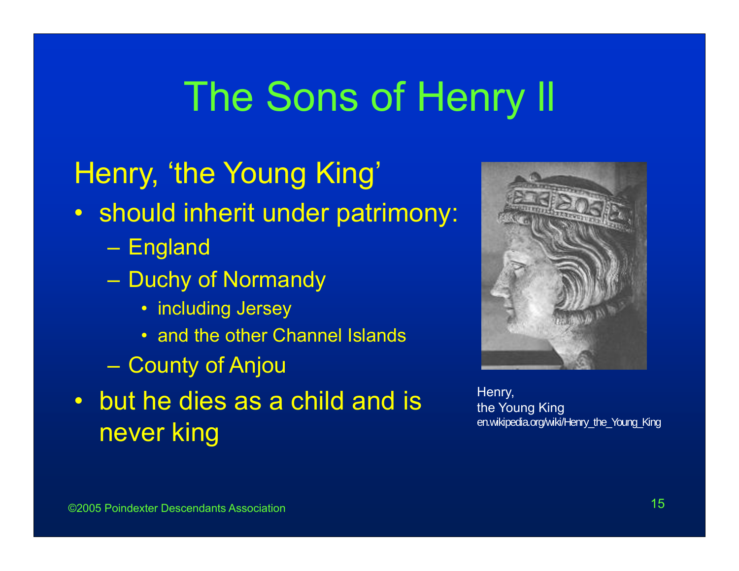# The Sons of Henry II

## Henry, 'the Young King'

- should inherit under patrimony:
  - England
  - Duchy of Normandy
    - including Jersey
    - and the other Channel Islands
  - County of Anjou
- but he dies as a child and is never king

Henry,
the Young King
en.wikipedia.org/wiki/Henry_the_Young_King

©2005 Poindexter Descendants Association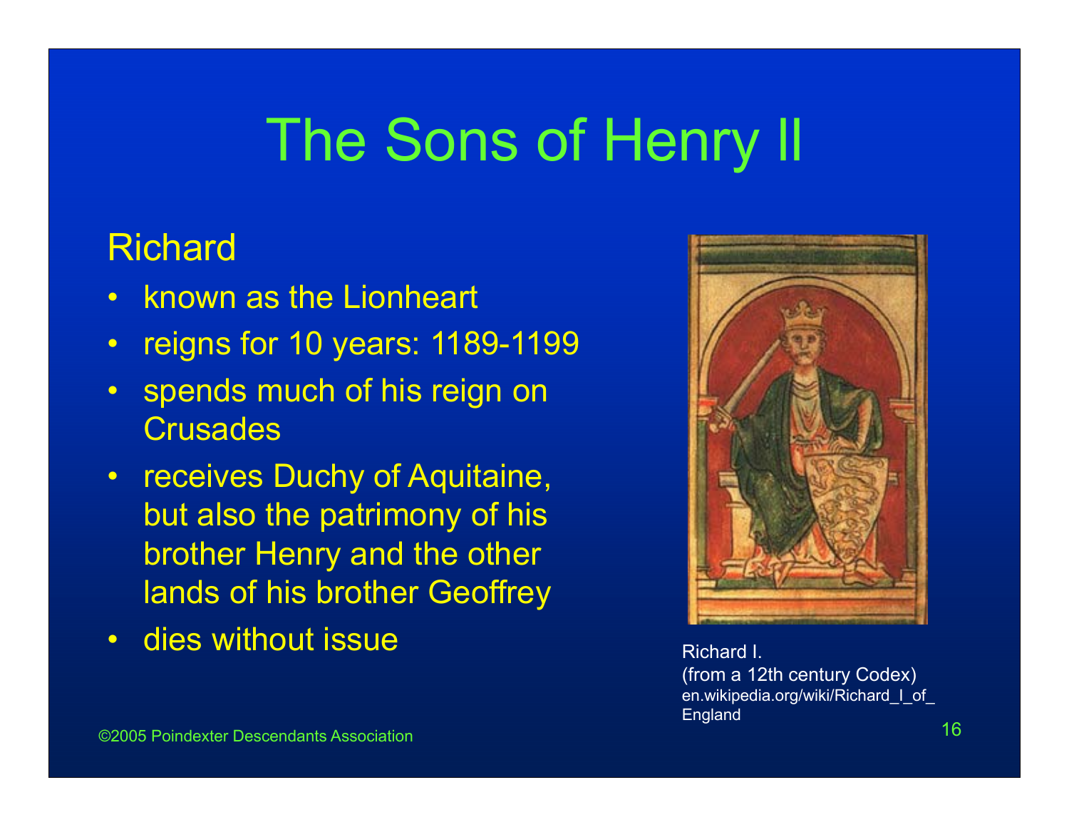# The Sons of Henry II

## Richard

- known as the Lionheart
- reigns for 10 years: 1189-1199
- spends much of his reign on Crusades
- receives Duchy of Aquitaine, but also the patrimony of his brother Henry and the other lands of his brother Geoffrey
- dies without issue

Richard I.
(from a 12th century Codex)
en.wikipedia.org/wiki/Richard_I_of_England

©2005 Poindexter Descendants Association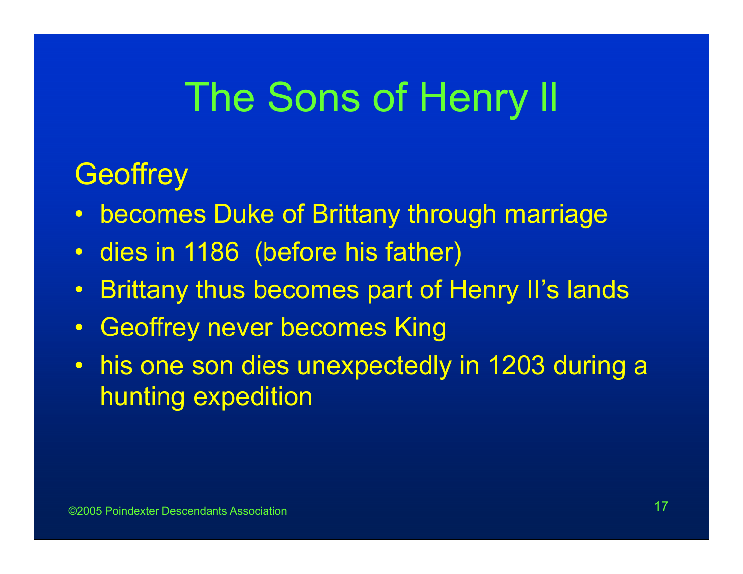# The Sons of Henry II

## Geoffrey

- becomes Duke of Brittany through marriage
- dies in 1186  (before his father)
- Brittany thus becomes part of Henry II's lands
- Geoffrey never becomes King
- his one son dies unexpectedly in 1203 during a hunting expedition

©2005 Poindexter Descendants Association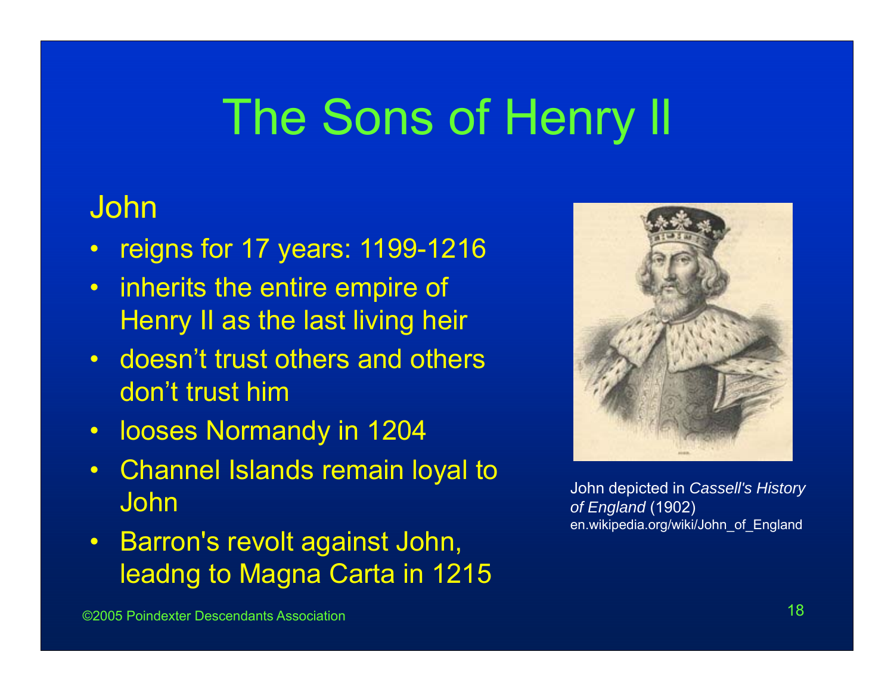# The Sons of Henry II

## John

- reigns for 17 years: 1199-1216
- inherits the entire empire of Henry II as the last living heir
- doesn't trust others and others don't trust him
- looses Normandy in 1204
- Channel Islands remain loyal to John
- Barron's revolt against John, leadng to Magna Carta in 1215

John depicted in *Cassell's History of England* (1902)
en.wikipedia.org/wiki/John_of_England

©2005 Poindexter Descendants Association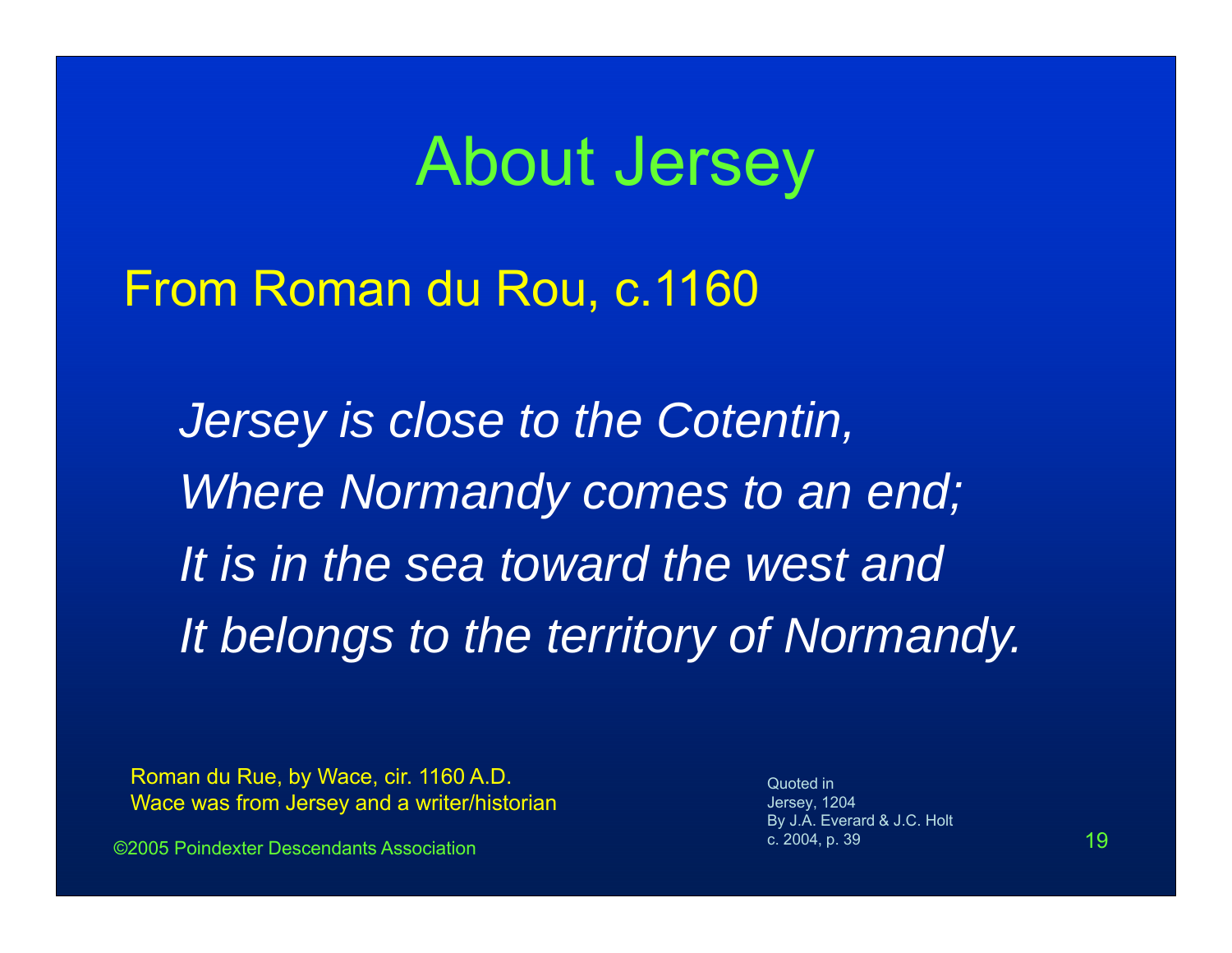# About Jersey

From Roman du Rou, c.1160

*Jersey is close to the Cotentin,*
*Where Normandy comes to an end;*
*It is in the sea toward the west and*
*It belongs to the territory of Normandy.*

Roman du Rue, by Wace, cir. 1160 A.D.
Wace was from Jersey and a writer/historian

Quoted in
Jersey, 1204
By J.A. Everard & J.C. Holt
c. 2004, p. 39

©2005 Poindexter Descendants Association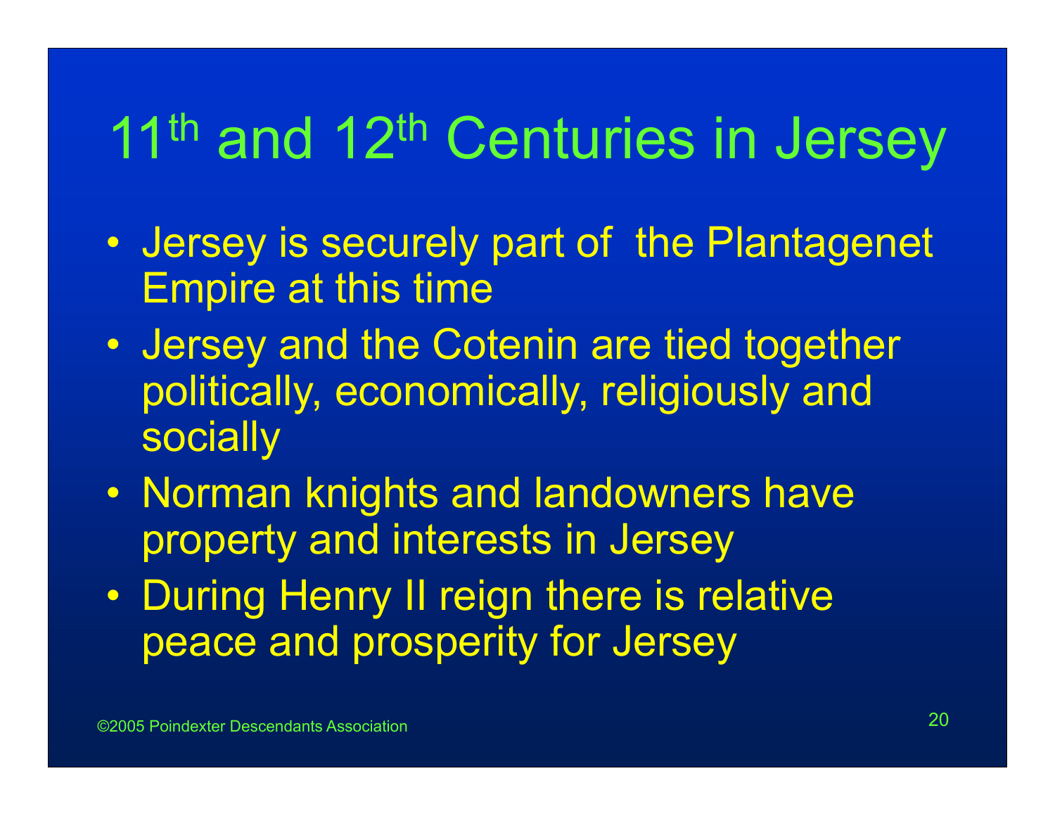# 11th and 12th Centuries in Jersey

- Jersey is securely part of the Plantagenet Empire at this time
- Jersey and the Cotenin are tied together politically, economically, religiously and socially
- Norman knights and landowners have property and interests in Jersey
- During Henry II reign there is relative peace and prosperity for Jersey

©2005 Poindexter Descendants Association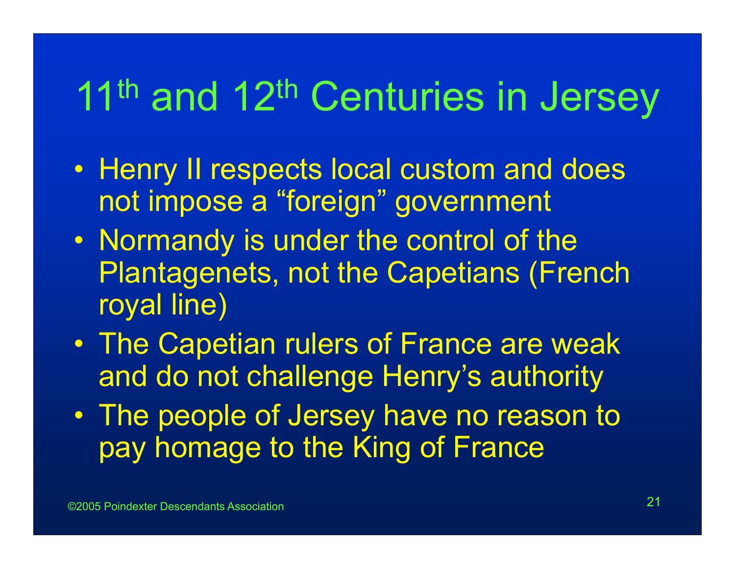# 11th and 12th Centuries in Jersey

- Henry II respects local custom and does not impose a “foreign” government
- Normandy is under the control of the Plantagenets, not the Capetians (French royal line)
- The Capetian rulers of France are weak and do not challenge Henry’s authority
- The people of Jersey have no reason to pay homage to the King of France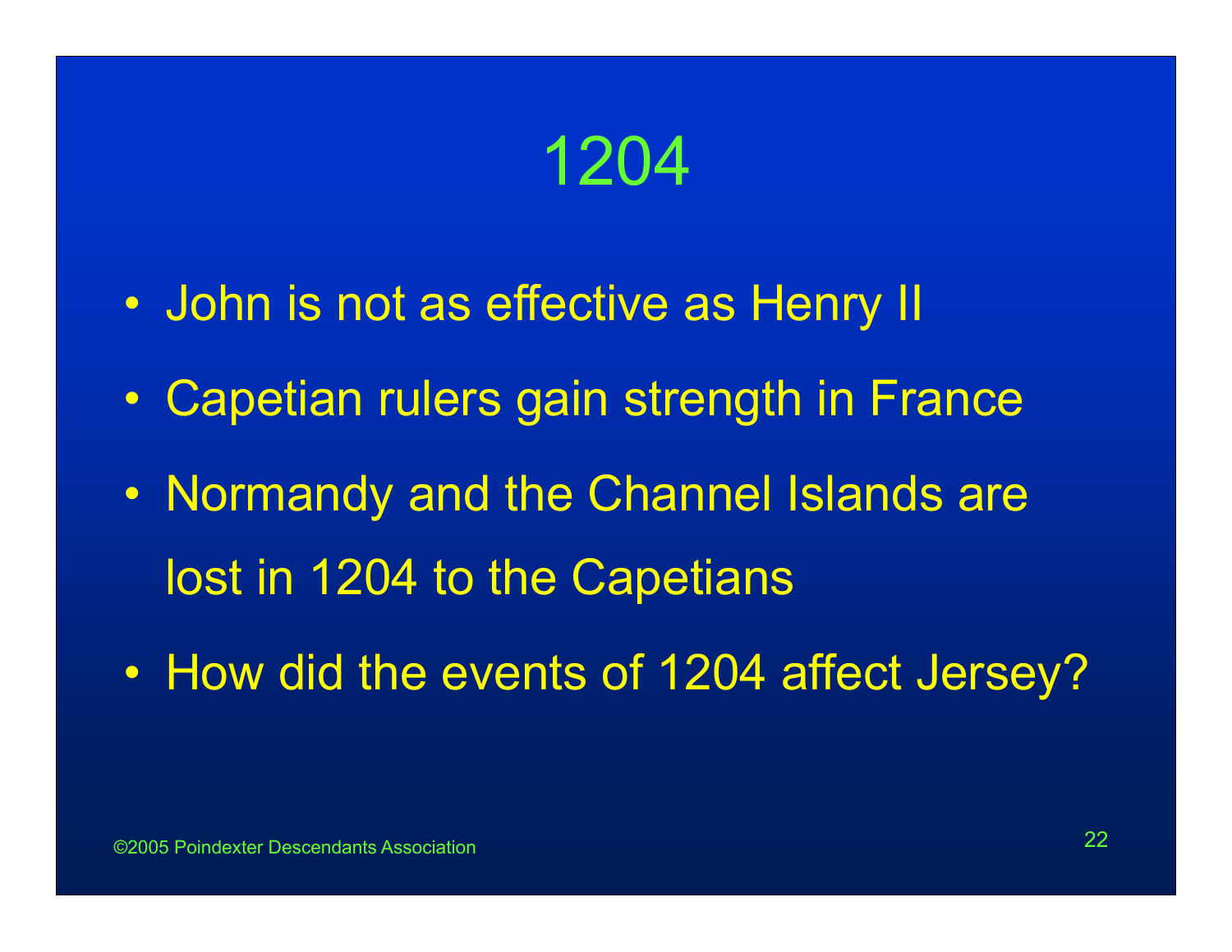# 1204

- John is not as effective as Henry II
- Capetian rulers gain strength in France
- Normandy and the Channel Islands are lost in 1204 to the Capetians
- How did the events of 1204 affect Jersey?

©2005 Poindexter Descendants Association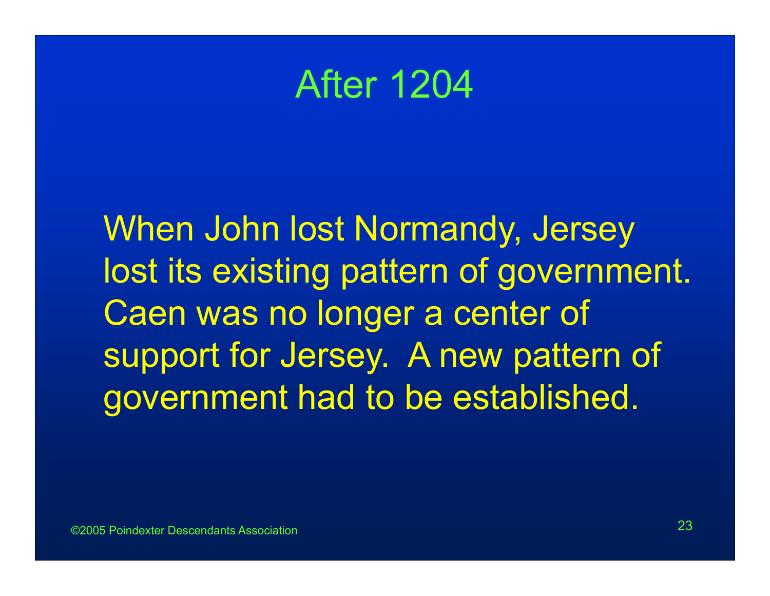# After 1204

When John lost Normandy, Jersey lost its existing pattern of government. Caen was no longer a center of support for Jersey. A new pattern of government had to be established.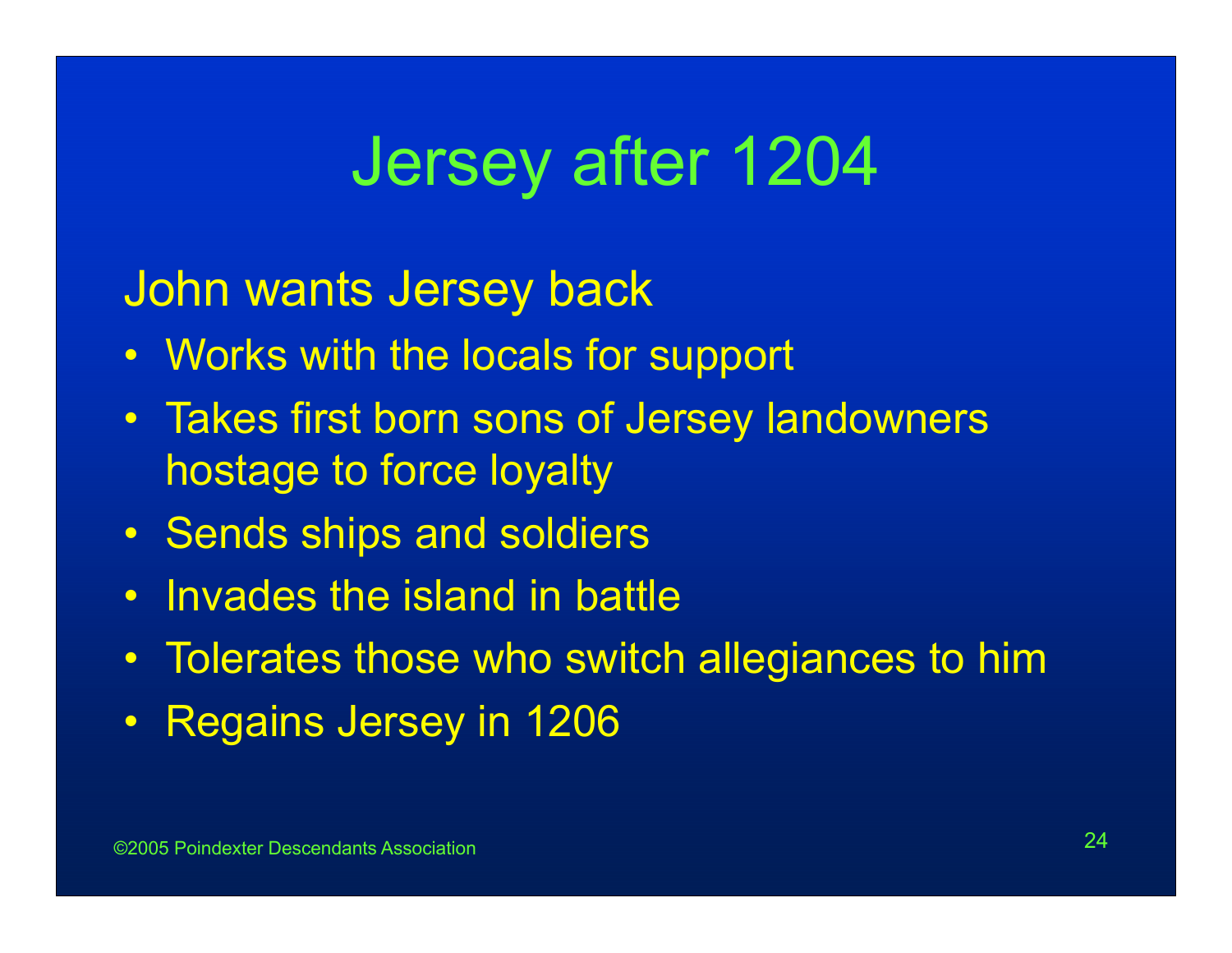# Jersey after 1204

John wants Jersey back

- Works with the locals for support
- Takes first born sons of Jersey landowners hostage to force loyalty
- Sends ships and soldiers
- Invades the island in battle
- Tolerates those who switch allegiances to him
- Regains Jersey in 1206

©2005 Poindexter Descendants Association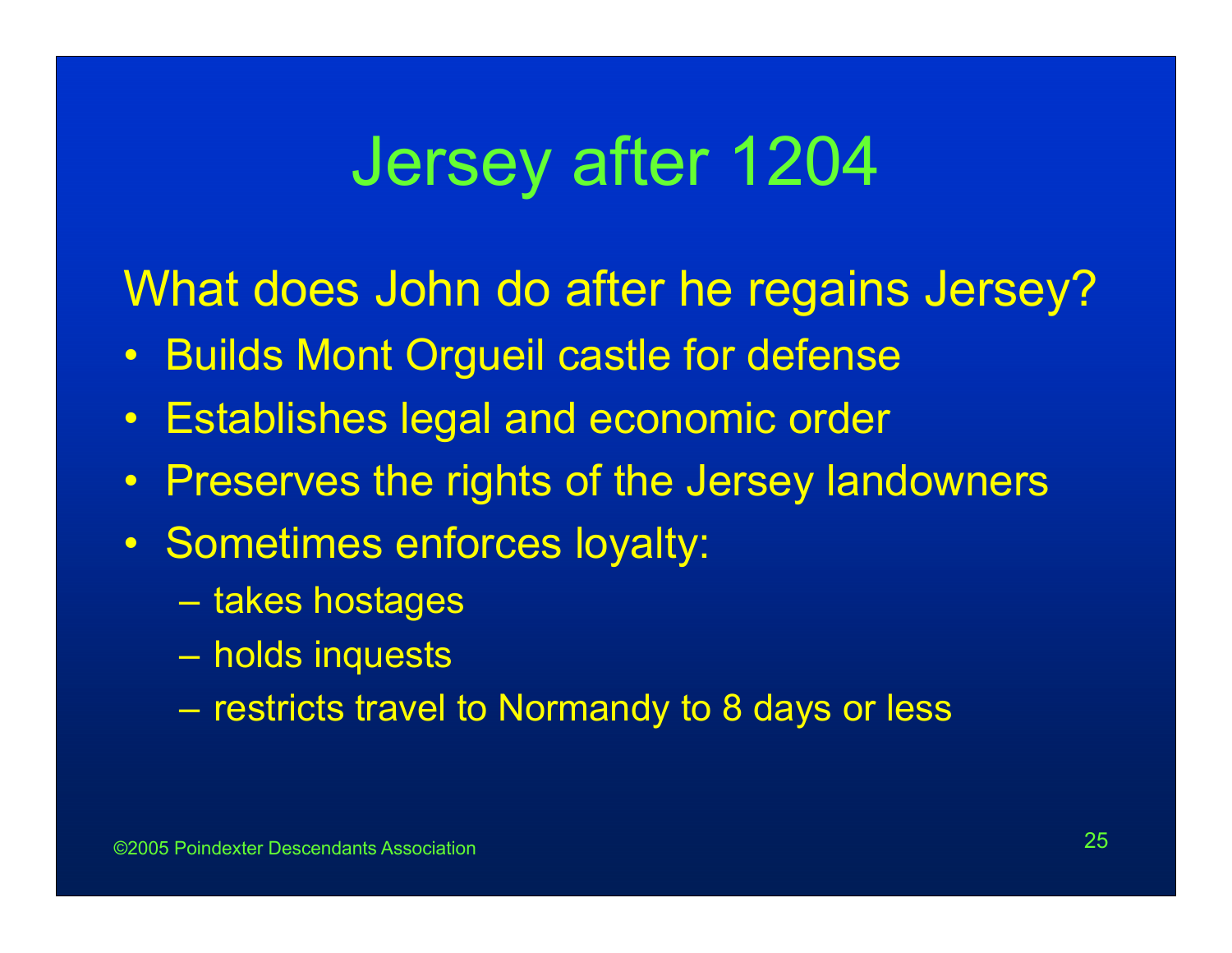# Jersey after 1204

What does John do after he regains Jersey?

- Builds Mont Orgueil castle for defense
- Establishes legal and economic order
- Preserves the rights of the Jersey landowners
- Sometimes enforces loyalty:
  - takes hostages
  - holds inquests
  - restricts travel to Normandy to 8 days or less

©2005 Poindexter Descendants Association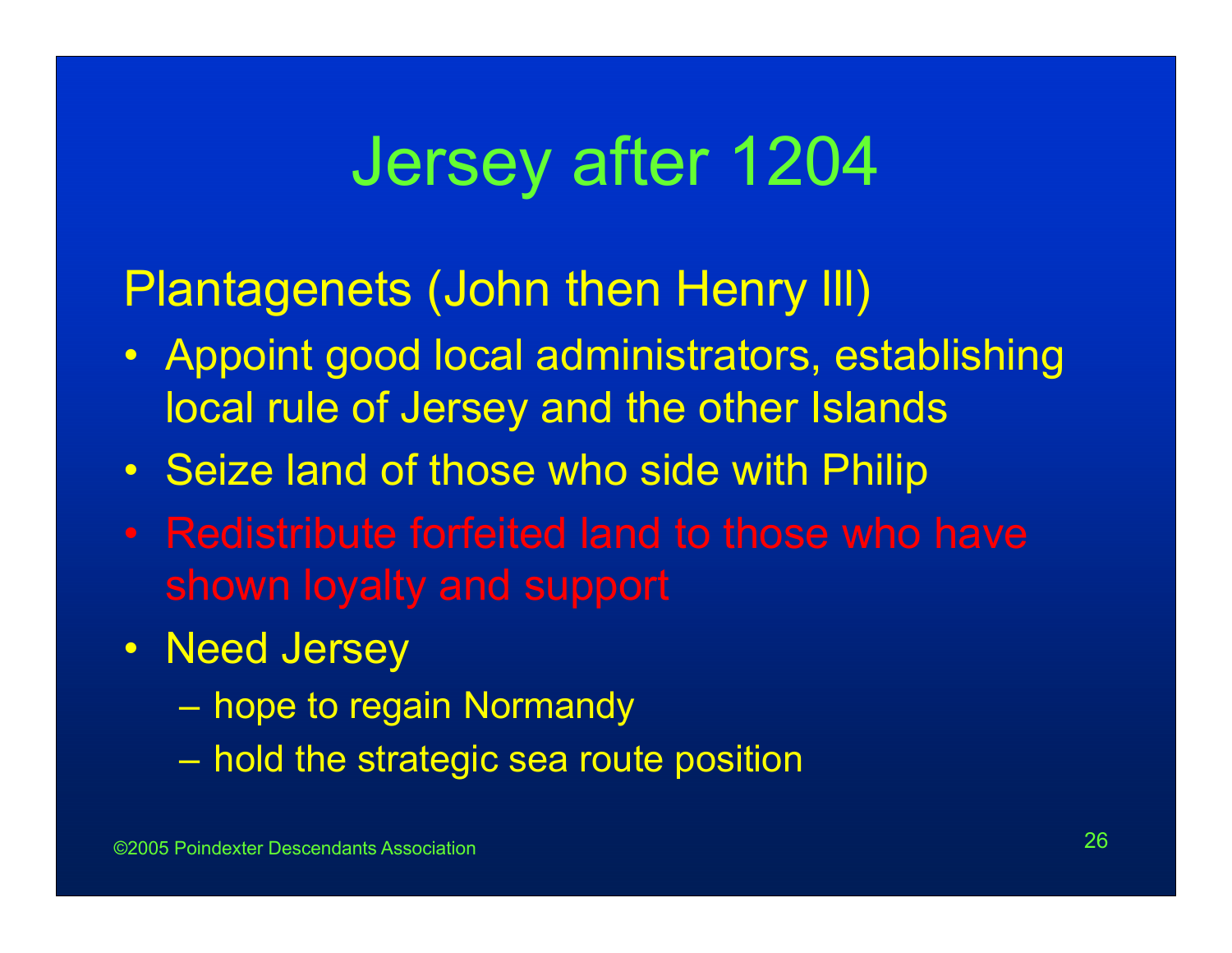# Jersey after 1204

Plantagenets (John then Henry III)

- Appoint good local administrators, establishing local rule of Jersey and the other Islands
- Seize land of those who side with Philip
- Redistribute forfeited land to those who have shown loyalty and support
- Need Jersey
  - hope to regain Normandy
  - hold the strategic sea route position

©2005 Poindexter Descendants Association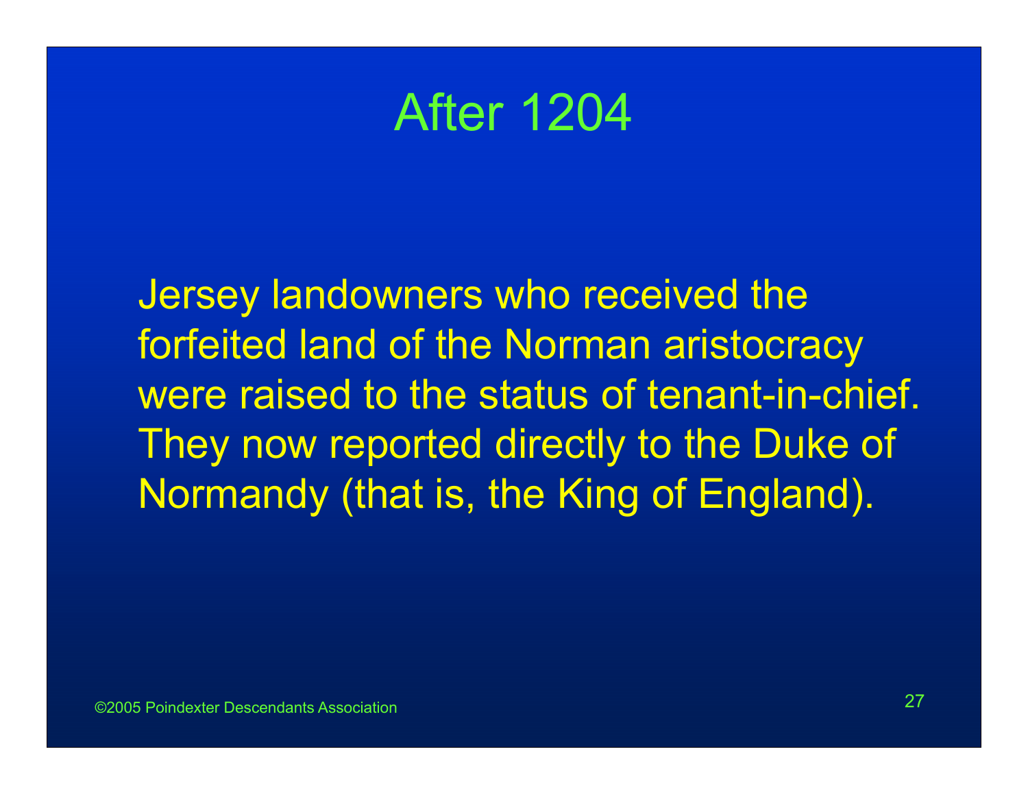# After 1204

Jersey landowners who received the forfeited land of the Norman aristocracy were raised to the status of tenant-in-chief. They now reported directly to the Duke of Normandy (that is, the King of England).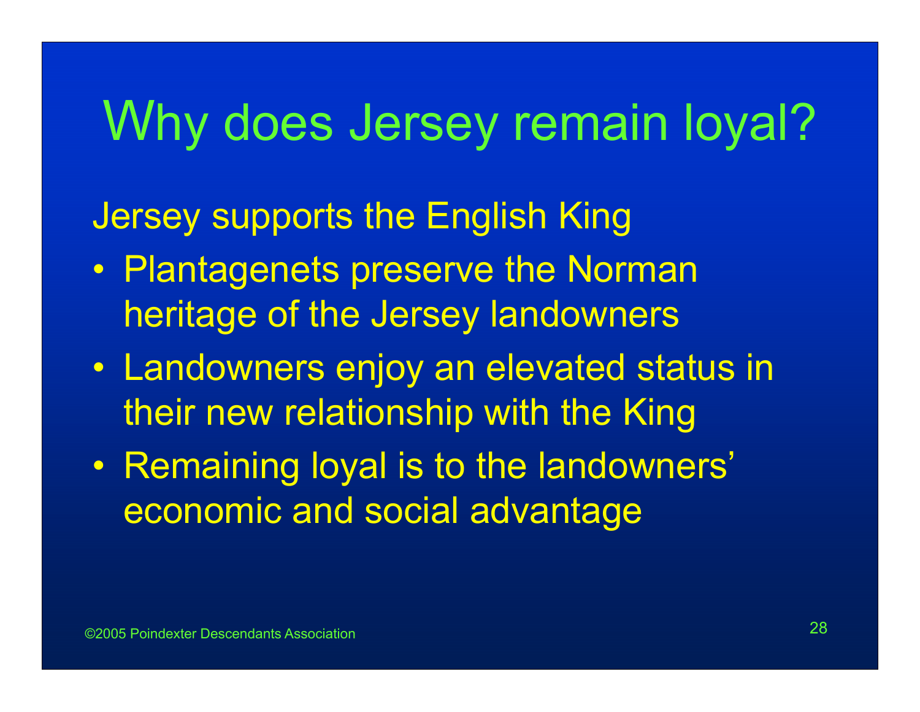# Why does Jersey remain loyal?

Jersey supports the English King

- Plantagenets preserve the Norman heritage of the Jersey landowners
- Landowners enjoy an elevated status in their new relationship with the King
- Remaining loyal is to the landowners' economic and social advantage

©2005 Poindexter Descendants Association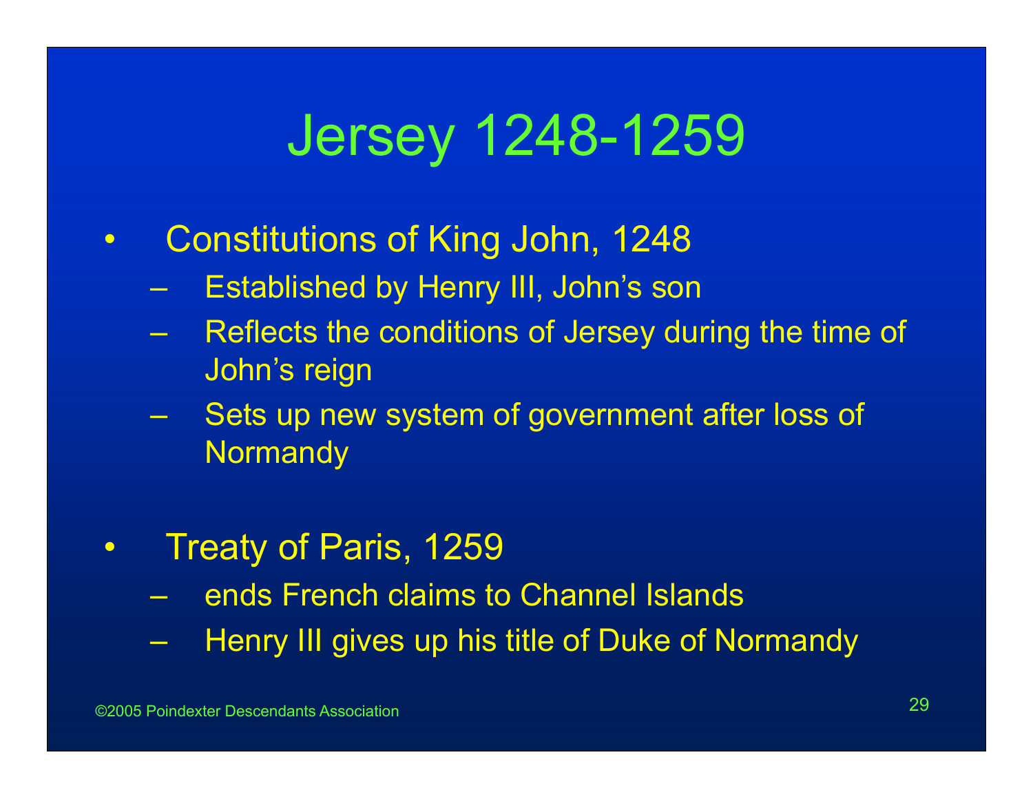# Jersey 1248-1259

- Constitutions of King John, 1248
  - Established by Henry III, John’s son
  - Reflects the conditions of Jersey during the time of John’s reign
  - Sets up new system of government after loss of Normandy

- Treaty of Paris, 1259
  - ends French claims to Channel Islands
  - Henry III gives up his title of Duke of Normandy

©2005 Poindexter Descendants Association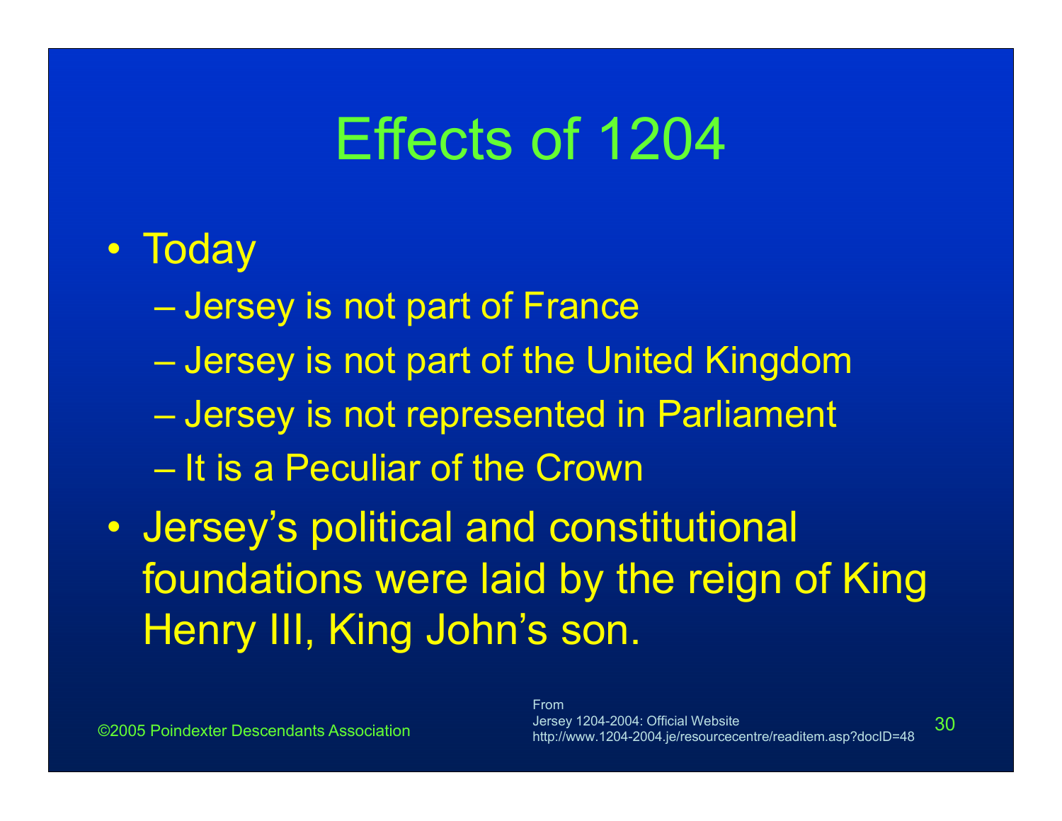# Effects of 1204

- Today
  - Jersey is not part of France
  - Jersey is not part of the United Kingdom
  - Jersey is not represented in Parliament
  - It is a Peculiar of the Crown
- Jersey's political and constitutional foundations were laid by the reign of King Henry III, King John's son.

©2005 Poindexter Descendants Association

From
Jersey 1204-2004: Official Website
http://www.1204-2004.je/resourcecentre/readitem.asp?docID=48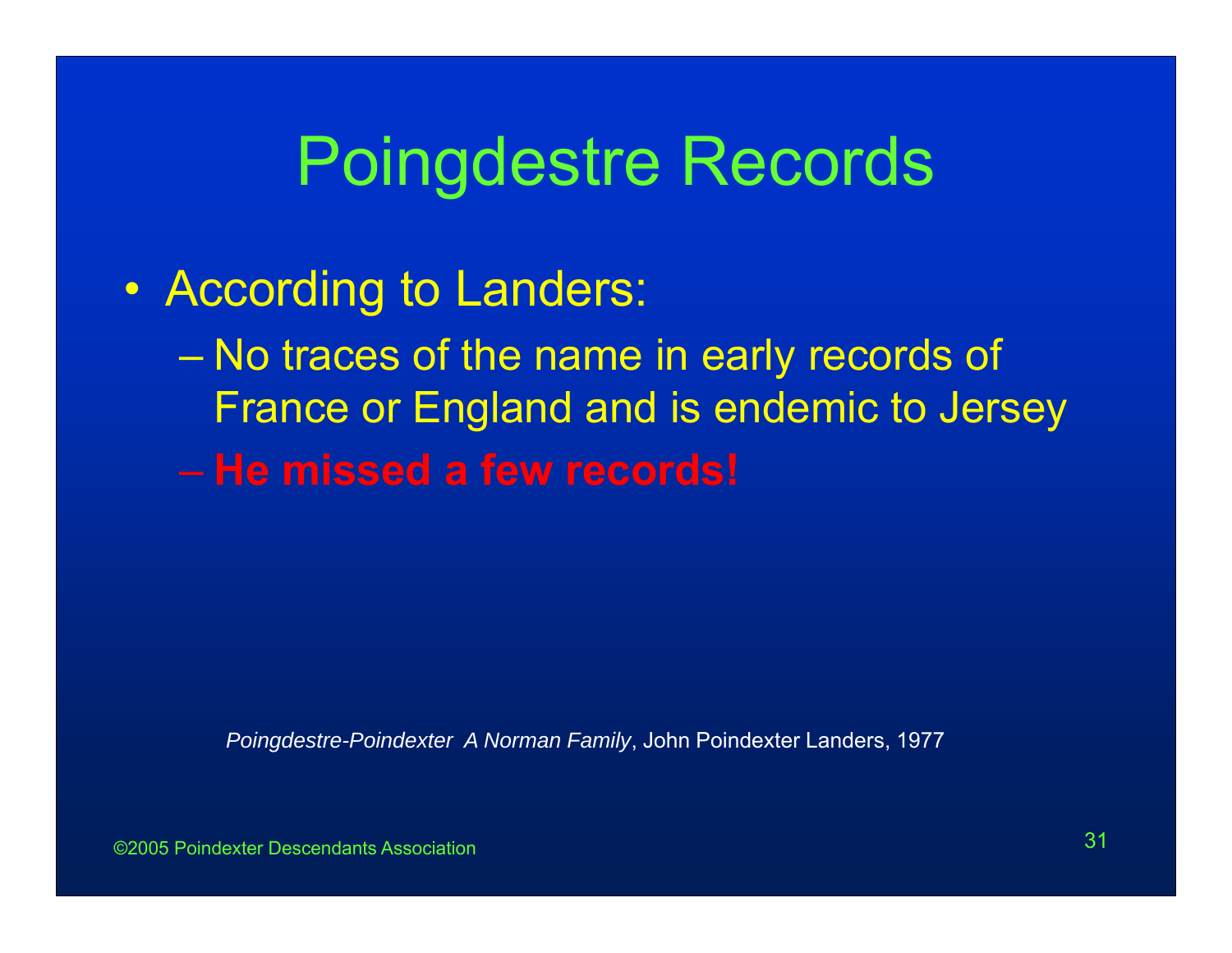# Poingdestre Records

- According to Landers:
  - No traces of the name in early records of France or England and is endemic to Jersey
  - **He missed a few records!**

*Poingdestre-Poindexter A Norman Family*, John Poindexter Landers, 1977

©2005 Poindexter Descendants Association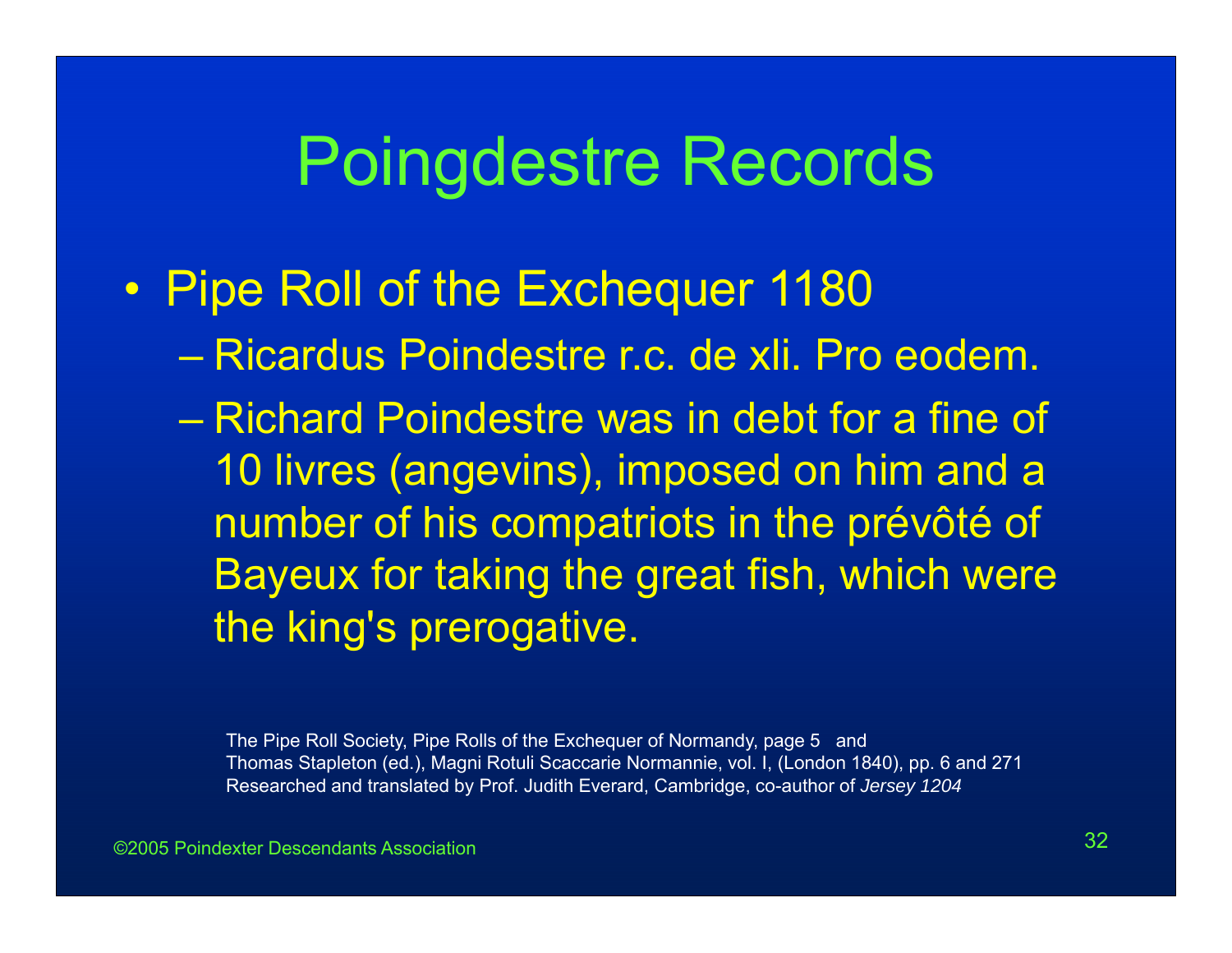# Poingdestre Records

- Pipe Roll of the Exchequer 1180
  - Ricardus Poindestre r.c. de xli. Pro eodem.
  - Richard Poindestre was in debt for a fine of 10 livres (angevins), imposed on him and a number of his compatriots in the prévôté of Bayeux for taking the great fish, which were the king's prerogative.

The Pipe Roll Society, Pipe Rolls of the Exchequer of Normandy, page 5 and
Thomas Stapleton (ed.), Magni Rotuli Scaccarie Normannie, vol. I, (London 1840), pp. 6 and 271
Researched and translated by Prof. Judith Everard, Cambridge, co-author of *Jersey 1204*

©2005 Poindexter Descendants Association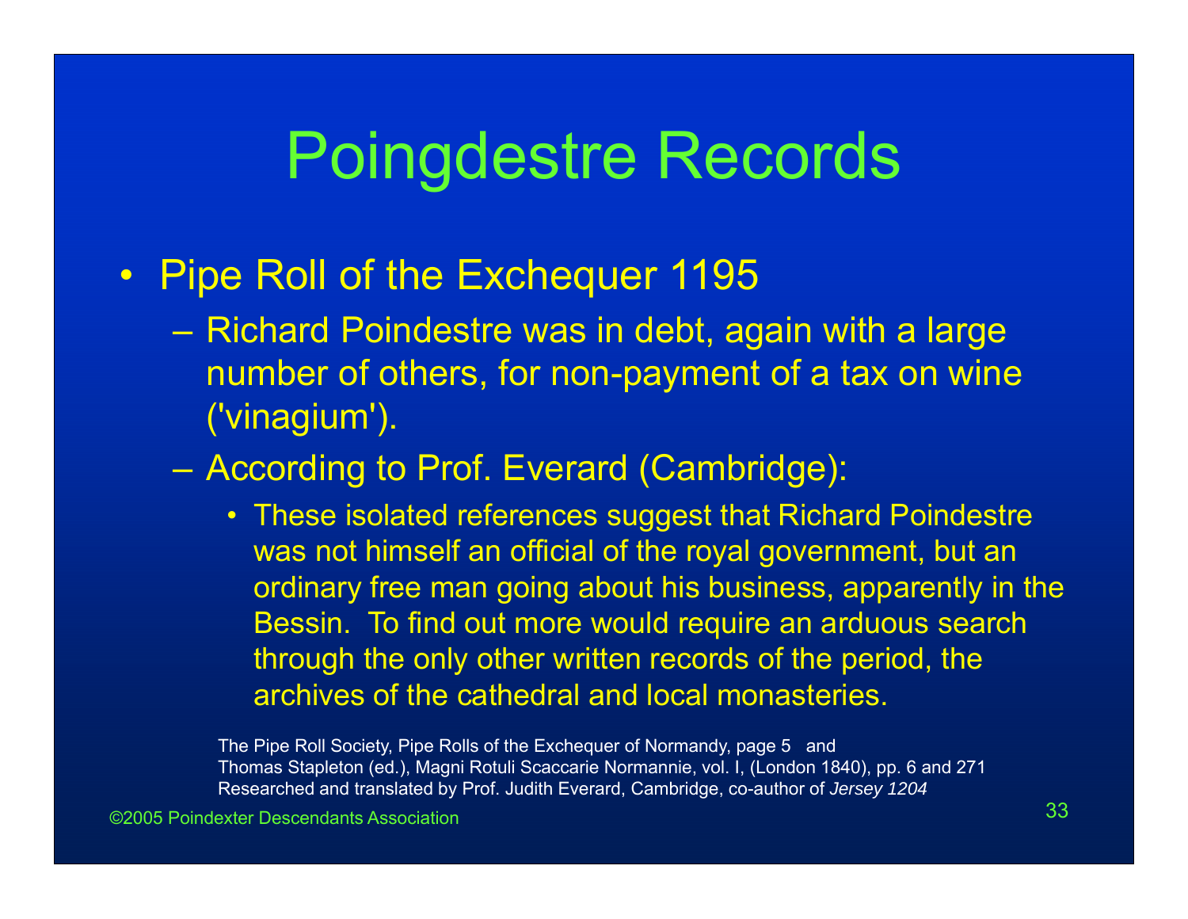# Poingdestre Records

- Pipe Roll of the Exchequer 1195
  - Richard Poindestre was in debt, again with a large number of others, for non-payment of a tax on wine ('vinagium').
  - According to Prof. Everard (Cambridge):
    - These isolated references suggest that Richard Poindestre was not himself an official of the royal government, but an ordinary free man going about his business, apparently in the Bessin. To find out more would require an arduous search through the only other written records of the period, the archives of the cathedral and local monasteries.

The Pipe Roll Society, Pipe Rolls of the Exchequer of Normandy, page 5 and
Thomas Stapleton (ed.), Magni Rotuli Scaccarie Normannie, vol. I, (London 1840), pp. 6 and 271
Researched and translated by Prof. Judith Everard, Cambridge, co-author of *Jersey 1204*

©2005 Poindexter Descendants Association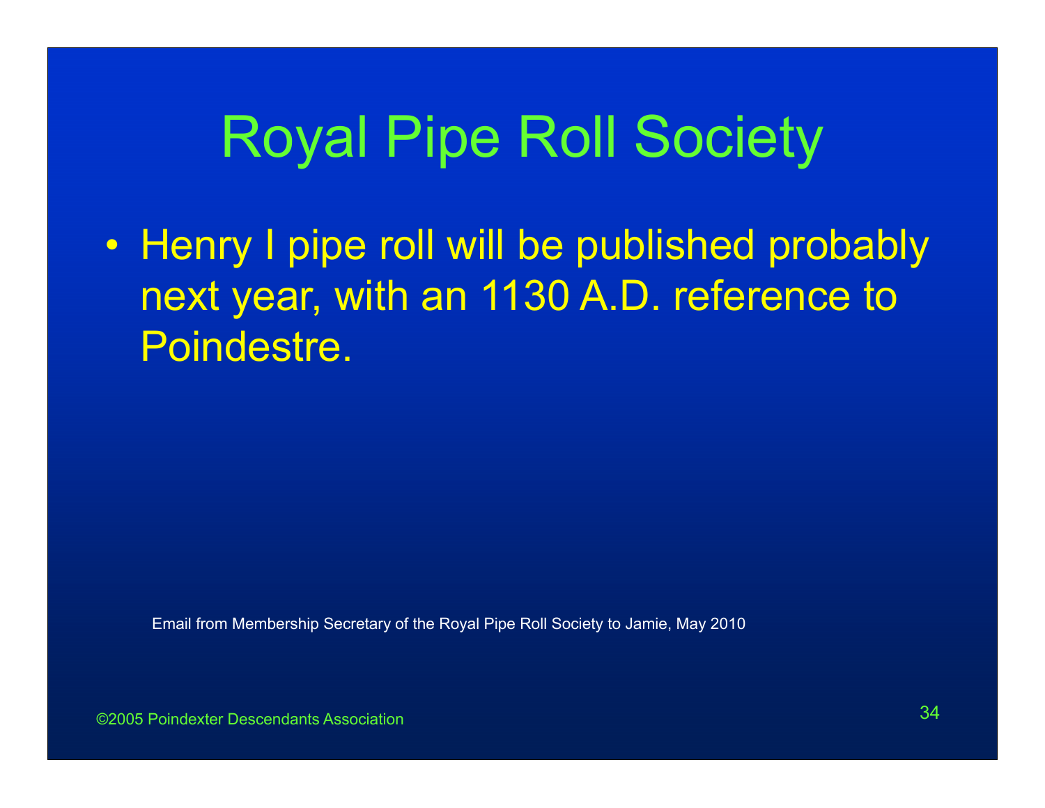# Royal Pipe Roll Society

- Henry I pipe roll will be published probably next year, with an 1130 A.D. reference to Poindestre.

Email from Membership Secretary of the Royal Pipe Roll Society to Jamie, May 2010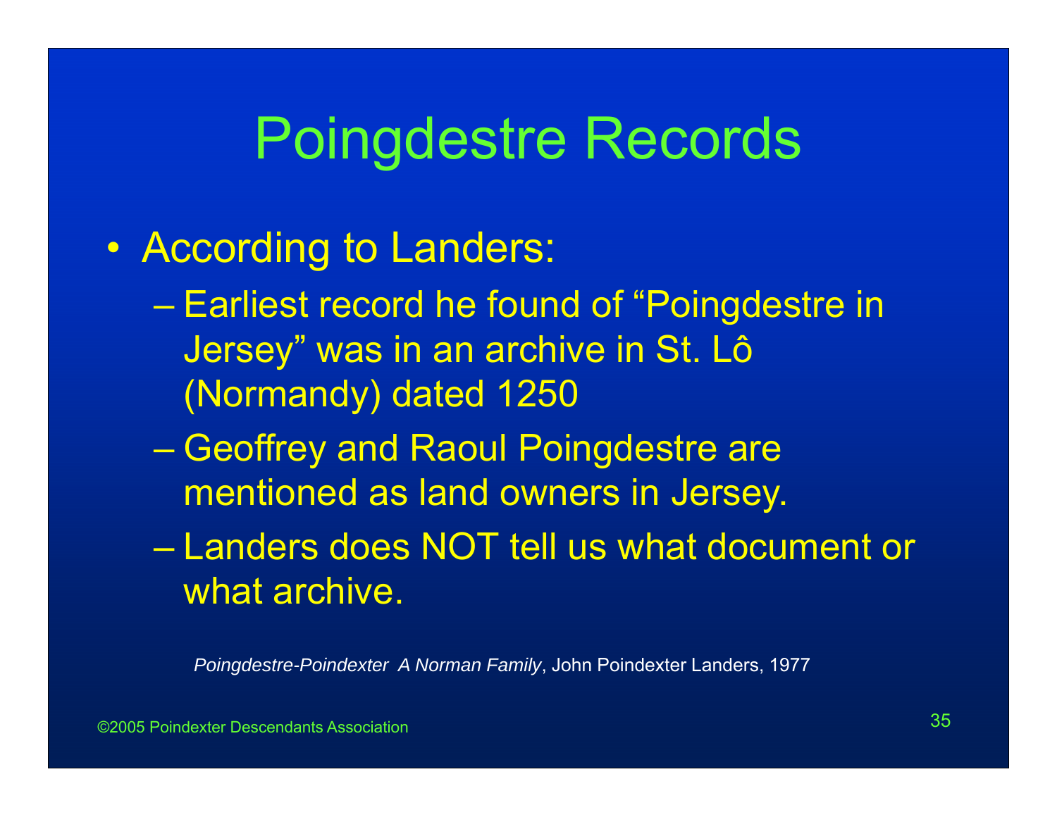# Poingdestre Records

- According to Landers:
  - Earliest record he found of “Poingdestre in Jersey” was in an archive in St. Lô (Normandy) dated 1250
  - Geoffrey and Raoul Poingdestre are mentioned as land owners in Jersey.
  - Landers does NOT tell us what document or what archive.

*Poingdestre-Poindexter A Norman Family*, John Poindexter Landers, 1977

©2005 Poindexter Descendants Association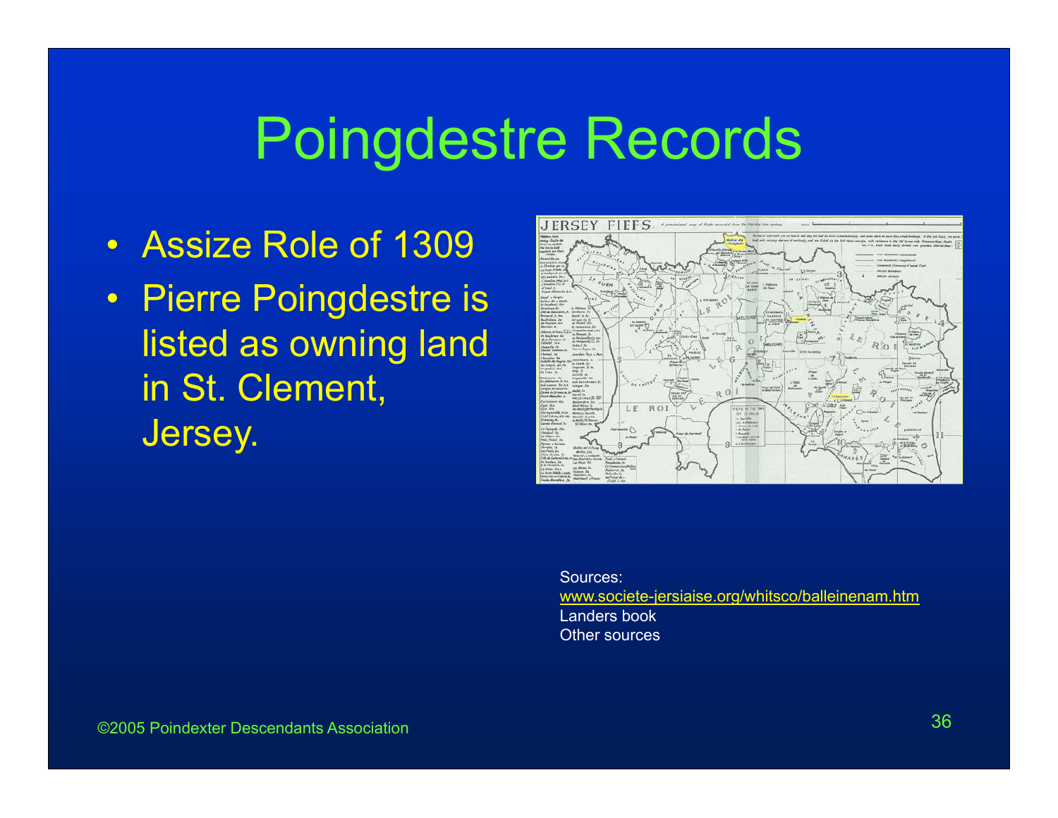# Poingdestre Records

- Assize Role of 1309
- Pierre Poingdestre is listed as owning land in St. Clement, Jersey.

Sources:
www.societe-jersiaise.org/whitsco/balleinenam.htm
Landers book
Other sources

©2005 Poindexter Descendants Association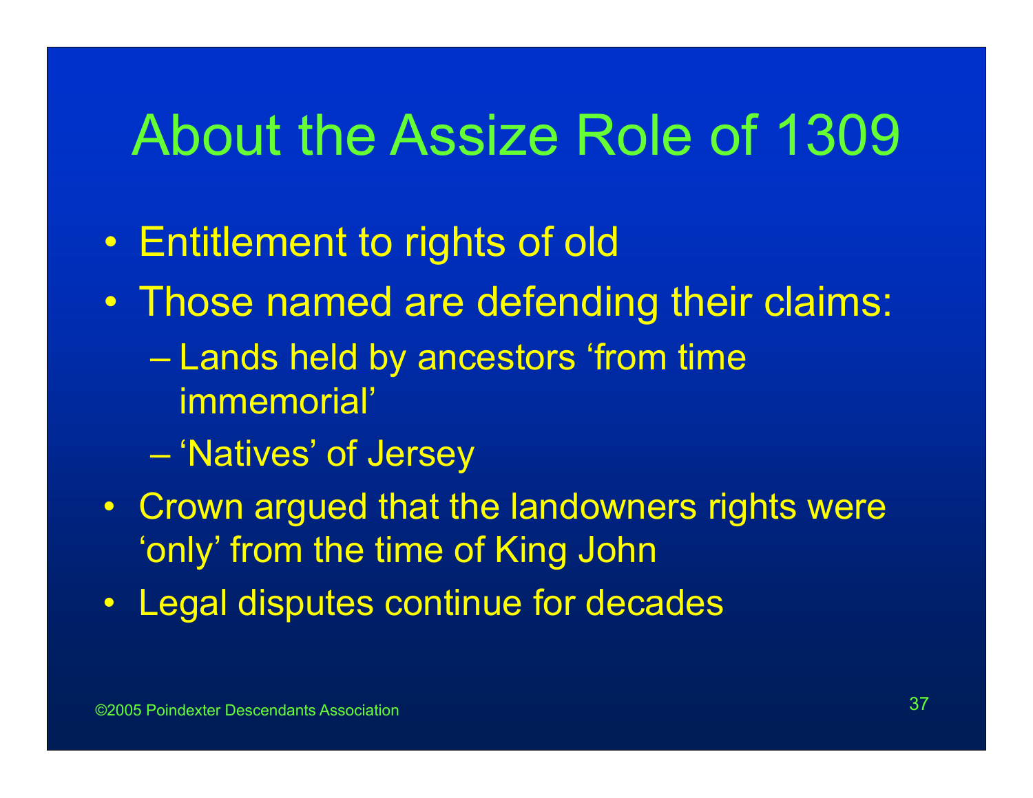# About the Assize Role of 1309

- Entitlement to rights of old
- Those named are defending their claims:
  - Lands held by ancestors 'from time immemorial'
  - 'Natives' of Jersey
- Crown argued that the landowners rights were 'only' from the time of King John
- Legal disputes continue for decades

©2005 Poindexter Descendants Association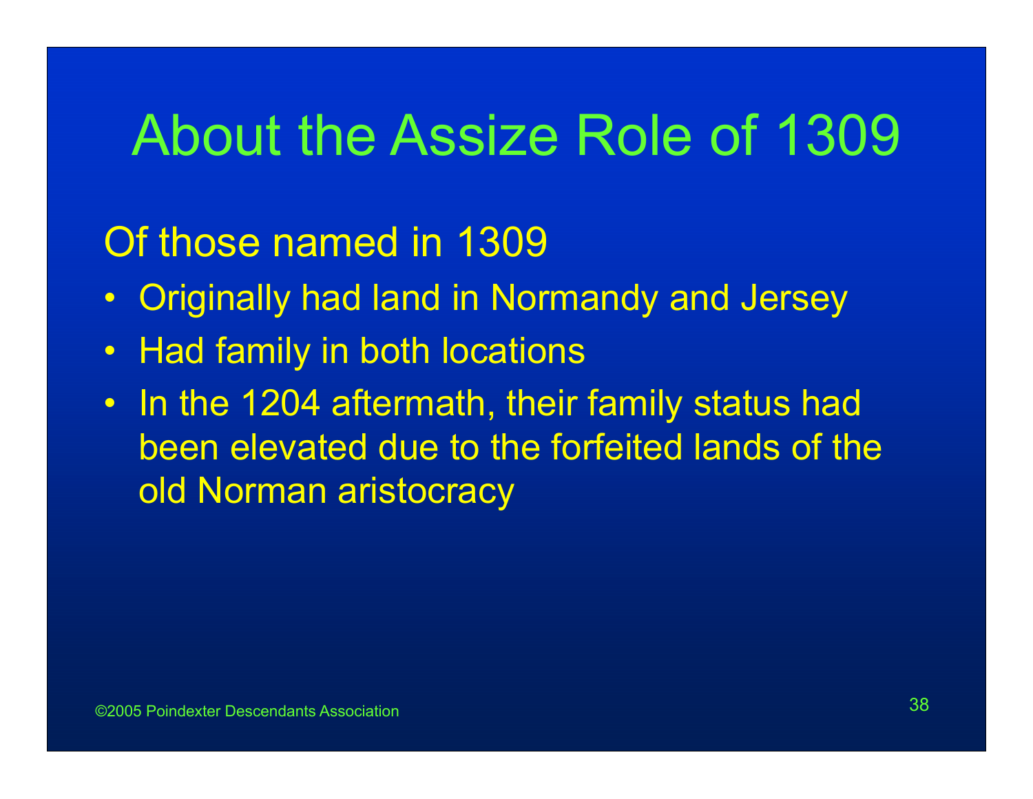# About the Assize Role of 1309

Of those named in 1309

- Originally had land in Normandy and Jersey
- Had family in both locations
- In the 1204 aftermath, their family status had been elevated due to the forfeited lands of the old Norman aristocracy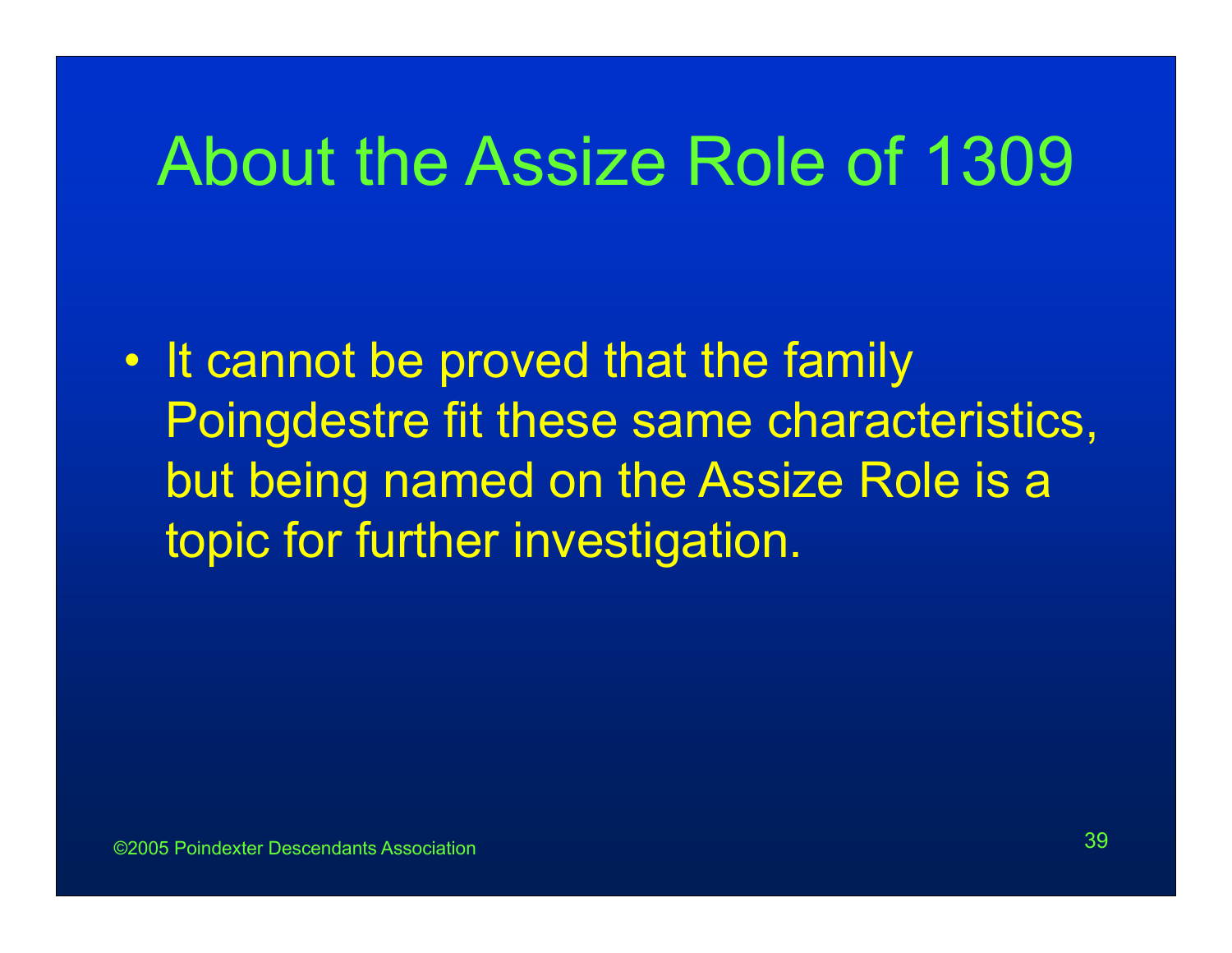# About the Assize Role of 1309

- It cannot be proved that the family Poingdestre fit these same characteristics, but being named on the Assize Role is a topic for further investigation.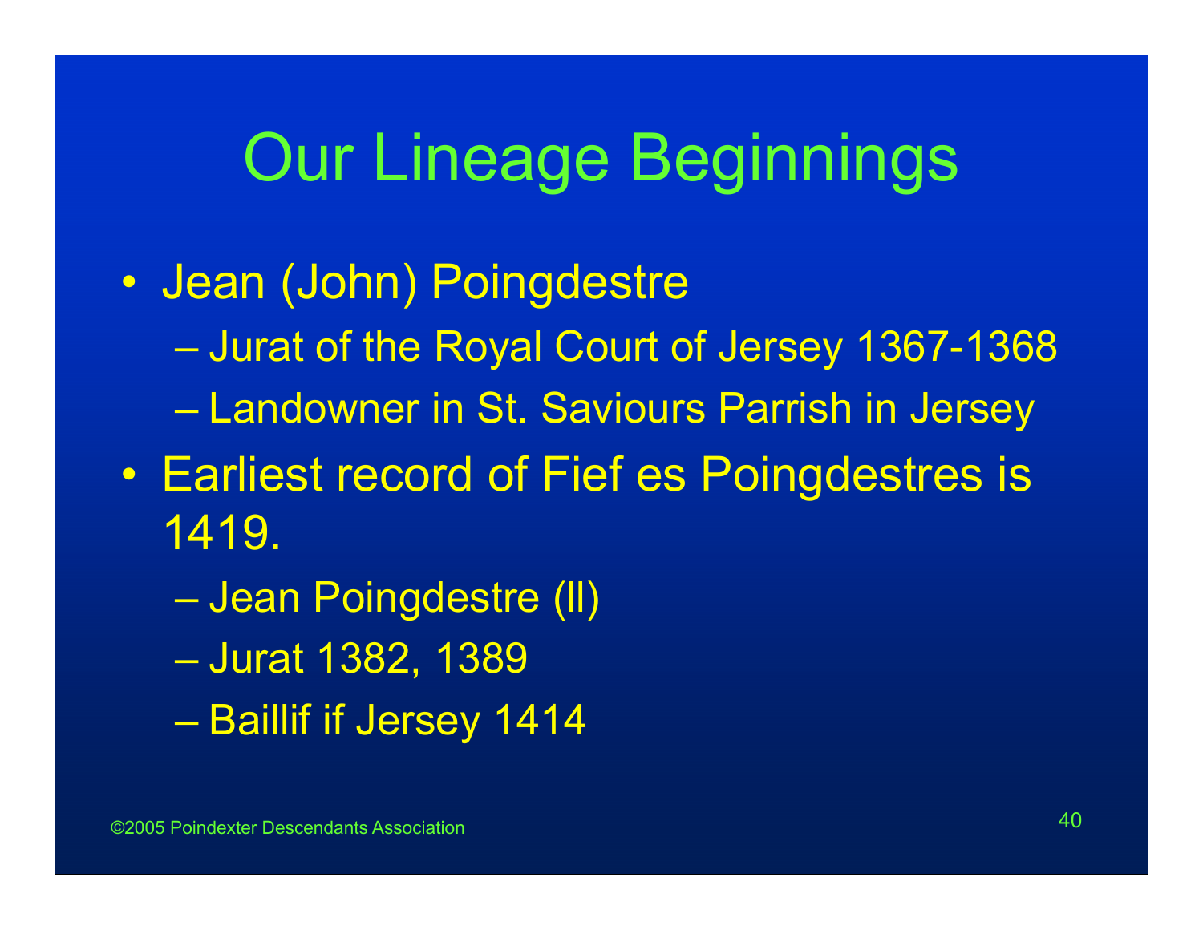# Our Lineage Beginnings

- Jean (John) Poingdestre
  - Jurat of the Royal Court of Jersey 1367-1368
  - Landowner in St. Saviours Parrish in Jersey
- Earliest record of Fief es Poingdestres is 1419.
  - Jean Poingdestre (II)
  - Jurat 1382, 1389
  - Baillif if Jersey 1414

©2005 Poindexter Descendants Association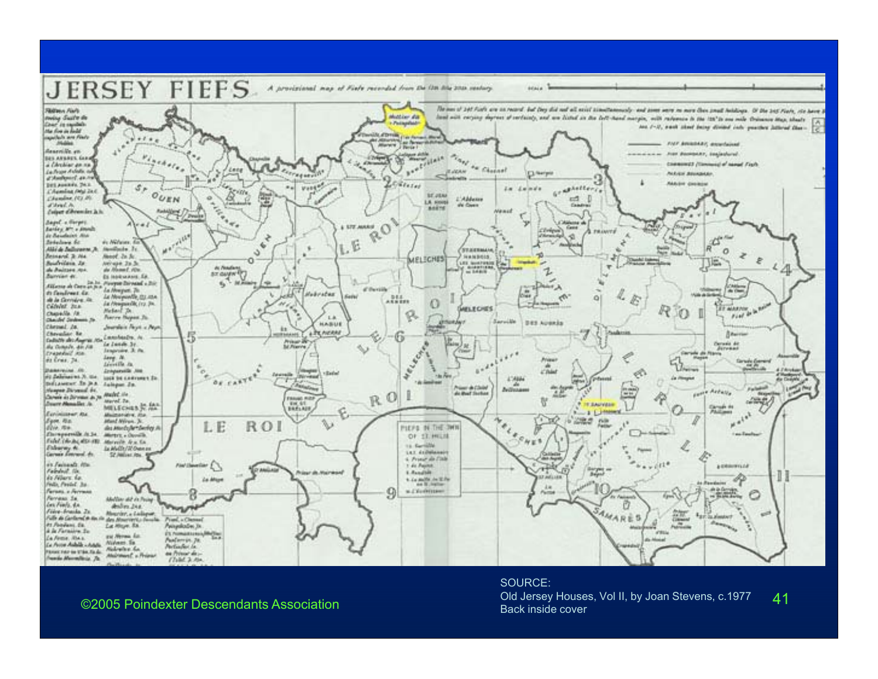# JERSEY FIEFS

*A provisional map of Fiefs recorded from the 12th to the 20th century*

SOURCE:
Old Jersey Houses, Vol II, by Joan Stevens, c.1977
Back inside cover

©2005 Poindexter Descendants Association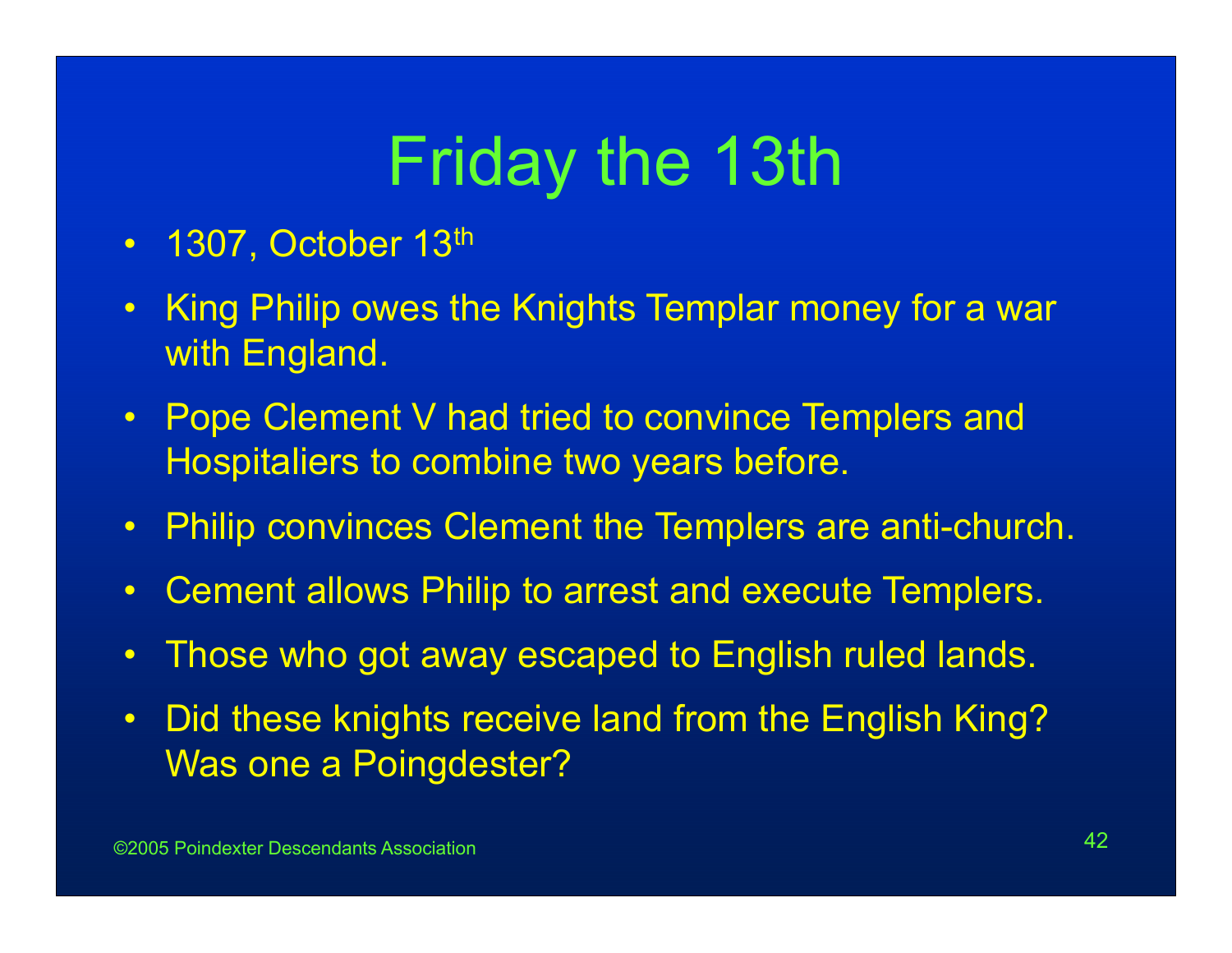# Friday the 13th

- 1307, October 13th
- King Philip owes the Knights Templar money for a war with England.
- Pope Clement V had tried to convince Templers and Hospitaliers to combine two years before.
- Philip convinces Clement the Templers are anti-church.
- Cement allows Philip to arrest and execute Templers.
- Those who got away escaped to English ruled lands.
- Did these knights receive land from the English King? Was one a Poingdester?

©2005 Poindexter Descendants Association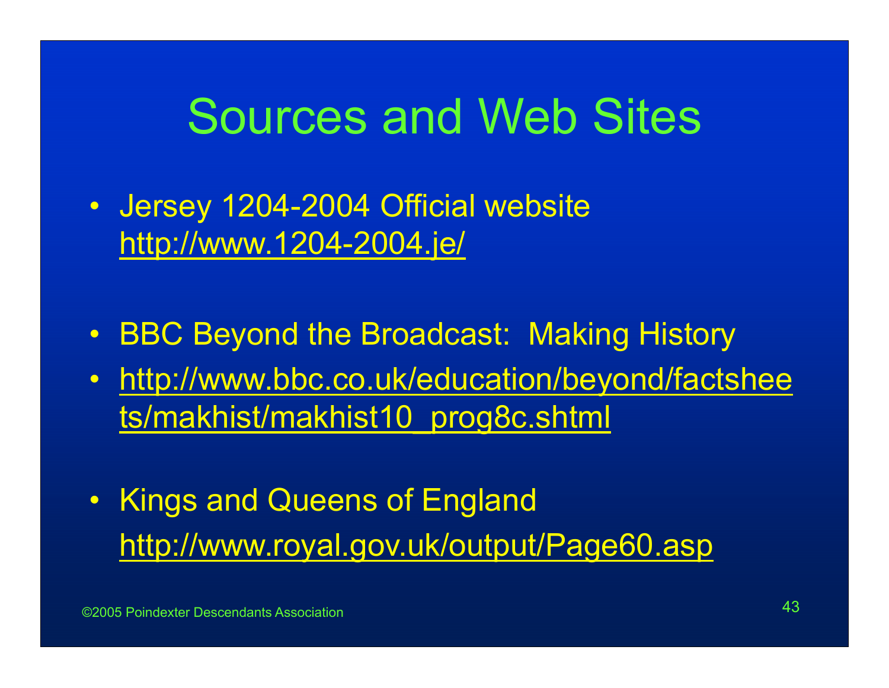# Sources and Web Sites

- Jersey 1204-2004 Official website
  http://www.1204-2004.je/

- BBC Beyond the Broadcast: Making History
- http://www.bbc.co.uk/education/beyond/factsheets/makhist/makhist10_prog8c.shtml

- Kings and Queens of England
  http://www.royal.gov.uk/output/Page60.asp

©2005 Poindexter Descendants Association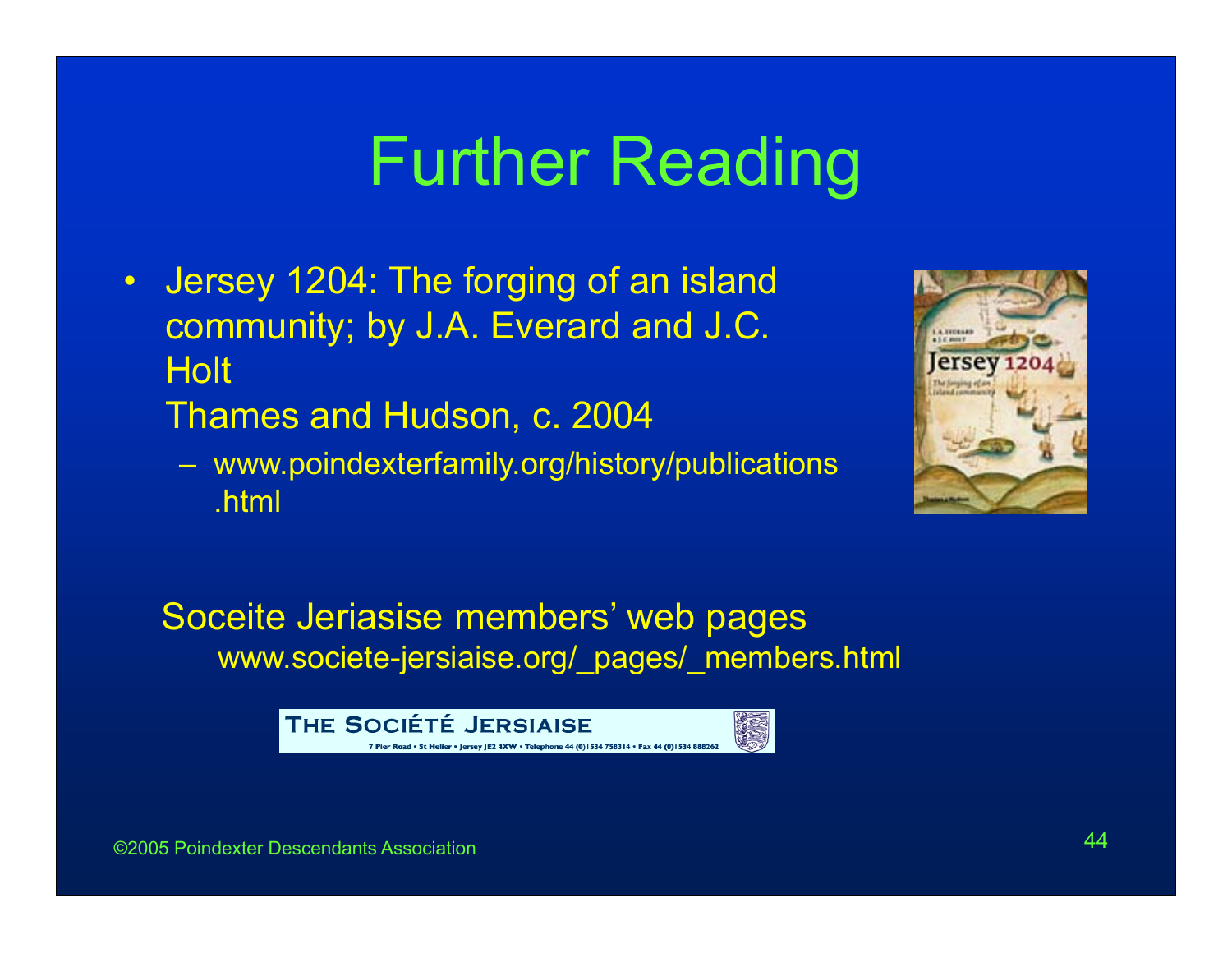# Further Reading

- Jersey 1204: The forging of an island community; by J.A. Everard and J.C. Holt
  Thames and Hudson, c. 2004
  - www.poindexterfamily.org/history/publications.html

Soceite Jeriasise members' web pages
www.societe-jersiaise.org/_pages/_members.html

THE SOCIÉTÉ JERSIAISE
7 Pier Road • St Helier • Jersey JE2 4XW • Telephone 44 (0)1534 758314 • Fax 44 (0)1534 888262

©2005 Poindexter Descendants Association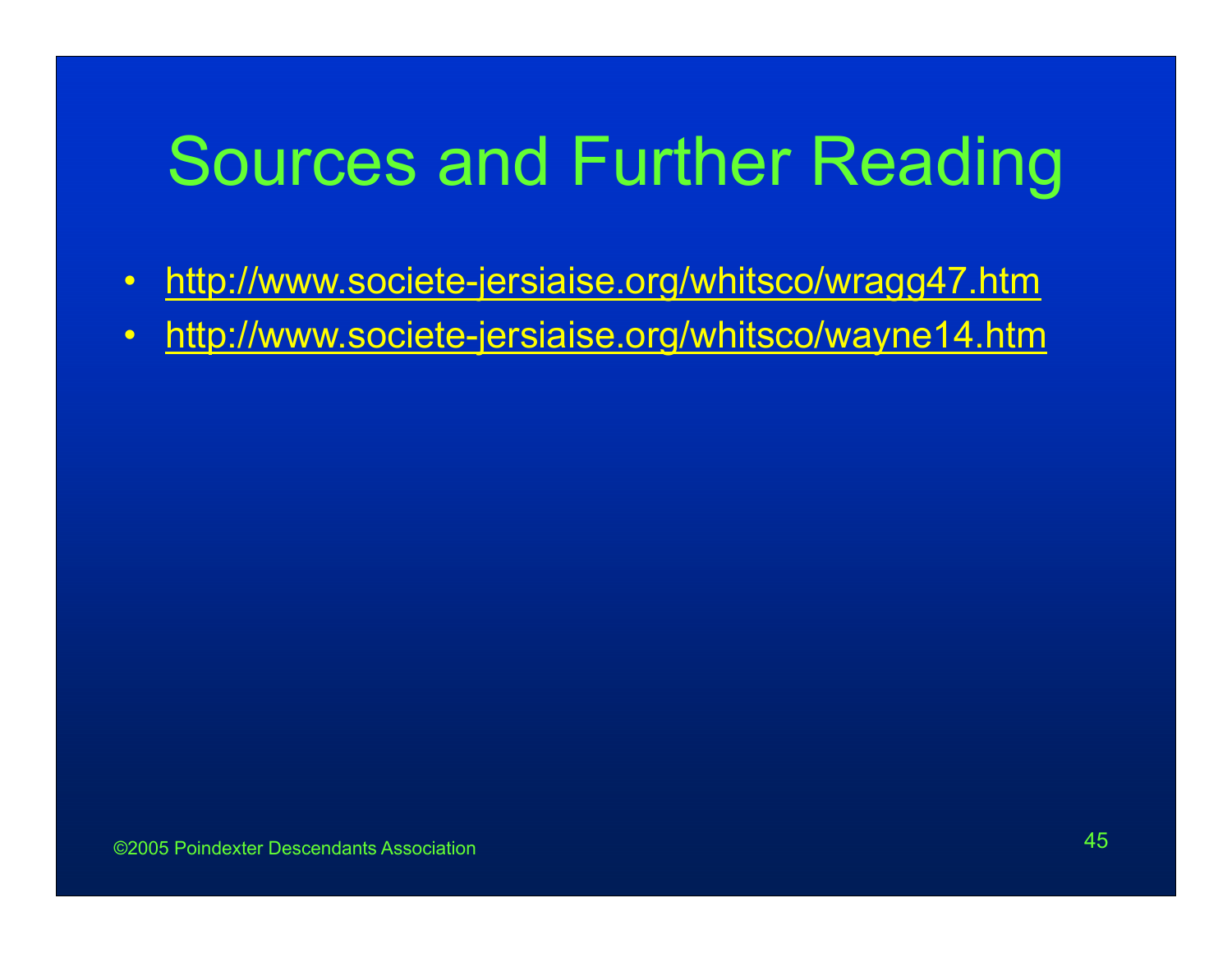# Sources and Further Reading

- http://www.societe-jersiaise.org/whitsco/wragg47.htm
- http://www.societe-jersiaise.org/whitsco/wayne14.htm

©2005 Poindexter Descendants Association